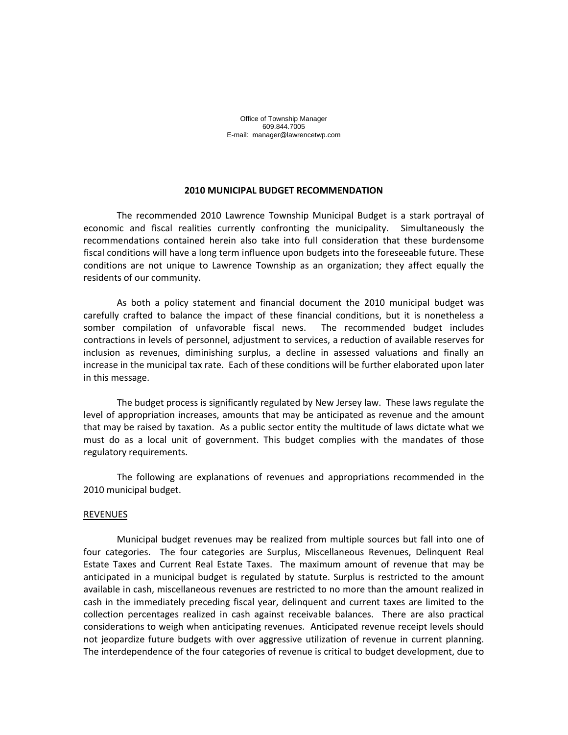Office of Township Manager
609.844.7005
E-mail: manager@lawrencetwp.com

## 2010 MUNICIPAL BUDGET RECOMMENDATION

The recommended 2010 Lawrence Township Municipal Budget is a stark portrayal of economic and fiscal realities currently confronting the municipality. Simultaneously the recommendations contained herein also take into full consideration that these burdensome fiscal conditions will have a long term influence upon budgets into the foreseeable future. These conditions are not unique to Lawrence Township as an organization; they affect equally the residents of our community.

As both a policy statement and financial document the 2010 municipal budget was carefully crafted to balance the impact of these financial conditions, but it is nonetheless a somber compilation of unfavorable fiscal news. The recommended budget includes contractions in levels of personnel, adjustment to services, a reduction of available reserves for inclusion as revenues, diminishing surplus, a decline in assessed valuations and finally an increase in the municipal tax rate. Each of these conditions will be further elaborated upon later in this message.

The budget process is significantly regulated by New Jersey law. These laws regulate the level of appropriation increases, amounts that may be anticipated as revenue and the amount that may be raised by taxation. As a public sector entity the multitude of laws dictate what we must do as a local unit of government. This budget complies with the mandates of those regulatory requirements.

The following are explanations of revenues and appropriations recommended in the 2010 municipal budget.

### REVENUES

Municipal budget revenues may be realized from multiple sources but fall into one of four categories. The four categories are Surplus, Miscellaneous Revenues, Delinquent Real Estate Taxes and Current Real Estate Taxes. The maximum amount of revenue that may be anticipated in a municipal budget is regulated by statute. Surplus is restricted to the amount available in cash, miscellaneous revenues are restricted to no more than the amount realized in cash in the immediately preceding fiscal year, delinquent and current taxes are limited to the collection percentages realized in cash against receivable balances. There are also practical considerations to weigh when anticipating revenues. Anticipated revenue receipt levels should not jeopardize future budgets with over aggressive utilization of revenue in current planning. The interdependence of the four categories of revenue is critical to budget development, due to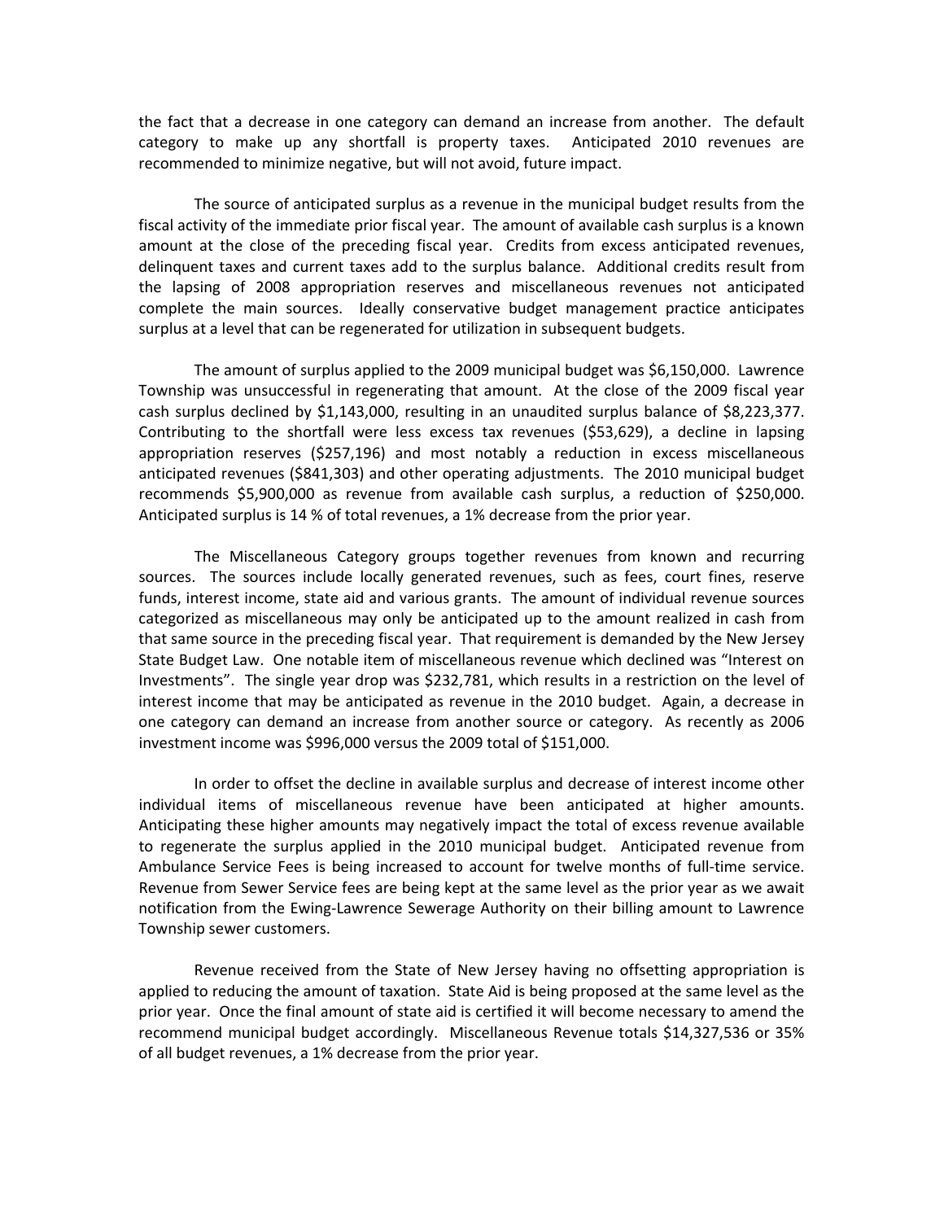the fact that a decrease in one category can demand an increase from another. The default category to make up any shortfall is property taxes. Anticipated 2010 revenues are recommended to minimize negative, but will not avoid, future impact.

The source of anticipated surplus as a revenue in the municipal budget results from the fiscal activity of the immediate prior fiscal year. The amount of available cash surplus is a known amount at the close of the preceding fiscal year. Credits from excess anticipated revenues, delinquent taxes and current taxes add to the surplus balance. Additional credits result from the lapsing of 2008 appropriation reserves and miscellaneous revenues not anticipated complete the main sources. Ideally conservative budget management practice anticipates surplus at a level that can be regenerated for utilization in subsequent budgets.

The amount of surplus applied to the 2009 municipal budget was $6,150,000. Lawrence Township was unsuccessful in regenerating that amount. At the close of the 2009 fiscal year cash surplus declined by $1,143,000, resulting in an unaudited surplus balance of $8,223,377. Contributing to the shortfall were less excess tax revenues ($53,629), a decline in lapsing appropriation reserves ($257,196) and most notably a reduction in excess miscellaneous anticipated revenues ($841,303) and other operating adjustments. The 2010 municipal budget recommends $5,900,000 as revenue from available cash surplus, a reduction of $250,000. Anticipated surplus is 14 % of total revenues, a 1% decrease from the prior year.

The Miscellaneous Category groups together revenues from known and recurring sources. The sources include locally generated revenues, such as fees, court fines, reserve funds, interest income, state aid and various grants. The amount of individual revenue sources categorized as miscellaneous may only be anticipated up to the amount realized in cash from that same source in the preceding fiscal year. That requirement is demanded by the New Jersey State Budget Law. One notable item of miscellaneous revenue which declined was "Interest on Investments". The single year drop was $232,781, which results in a restriction on the level of interest income that may be anticipated as revenue in the 2010 budget. Again, a decrease in one category can demand an increase from another source or category. As recently as 2006 investment income was $996,000 versus the 2009 total of $151,000.

In order to offset the decline in available surplus and decrease of interest income other individual items of miscellaneous revenue have been anticipated at higher amounts. Anticipating these higher amounts may negatively impact the total of excess revenue available to regenerate the surplus applied in the 2010 municipal budget. Anticipated revenue from Ambulance Service Fees is being increased to account for twelve months of full-time service. Revenue from Sewer Service fees are being kept at the same level as the prior year as we await notification from the Ewing-Lawrence Sewerage Authority on their billing amount to Lawrence Township sewer customers.

Revenue received from the State of New Jersey having no offsetting appropriation is applied to reducing the amount of taxation. State Aid is being proposed at the same level as the prior year. Once the final amount of state aid is certified it will become necessary to amend the recommend municipal budget accordingly. Miscellaneous Revenue totals $14,327,536 or 35% of all budget revenues, a 1% decrease from the prior year.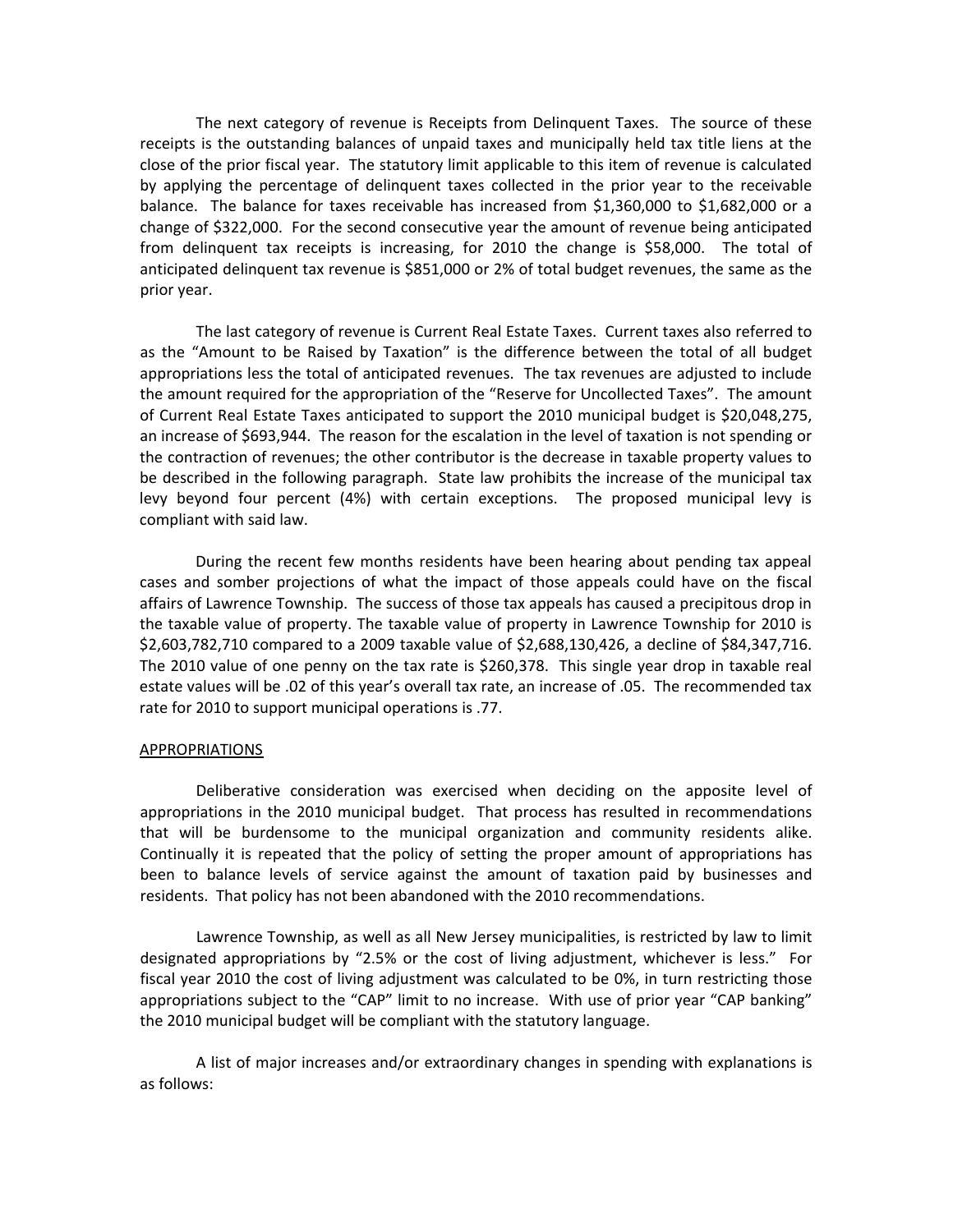The next category of revenue is Receipts from Delinquent Taxes. The source of these receipts is the outstanding balances of unpaid taxes and municipally held tax title liens at the close of the prior fiscal year. The statutory limit applicable to this item of revenue is calculated by applying the percentage of delinquent taxes collected in the prior year to the receivable balance. The balance for taxes receivable has increased from $1,360,000 to $1,682,000 or a change of $322,000. For the second consecutive year the amount of revenue being anticipated from delinquent tax receipts is increasing, for 2010 the change is $58,000. The total of anticipated delinquent tax revenue is $851,000 or 2% of total budget revenues, the same as the prior year.

The last category of revenue is Current Real Estate Taxes. Current taxes also referred to as the "Amount to be Raised by Taxation" is the difference between the total of all budget appropriations less the total of anticipated revenues. The tax revenues are adjusted to include the amount required for the appropriation of the "Reserve for Uncollected Taxes". The amount of Current Real Estate Taxes anticipated to support the 2010 municipal budget is $20,048,275, an increase of $693,944. The reason for the escalation in the level of taxation is not spending or the contraction of revenues; the other contributor is the decrease in taxable property values to be described in the following paragraph. State law prohibits the increase of the municipal tax levy beyond four percent (4%) with certain exceptions. The proposed municipal levy is compliant with said law.

During the recent few months residents have been hearing about pending tax appeal cases and somber projections of what the impact of those appeals could have on the fiscal affairs of Lawrence Township. The success of those tax appeals has caused a precipitous drop in the taxable value of property. The taxable value of property in Lawrence Township for 2010 is $2,603,782,710 compared to a 2009 taxable value of $2,688,130,426, a decline of $84,347,716. The 2010 value of one penny on the tax rate is $260,378. This single year drop in taxable real estate values will be .02 of this year's overall tax rate, an increase of .05. The recommended tax rate for 2010 to support municipal operations is .77.

## APPROPRIATIONS

Deliberative consideration was exercised when deciding on the apposite level of appropriations in the 2010 municipal budget. That process has resulted in recommendations that will be burdensome to the municipal organization and community residents alike. Continually it is repeated that the policy of setting the proper amount of appropriations has been to balance levels of service against the amount of taxation paid by businesses and residents. That policy has not been abandoned with the 2010 recommendations.

Lawrence Township, as well as all New Jersey municipalities, is restricted by law to limit designated appropriations by "2.5% or the cost of living adjustment, whichever is less." For fiscal year 2010 the cost of living adjustment was calculated to be 0%, in turn restricting those appropriations subject to the "CAP" limit to no increase. With use of prior year "CAP banking" the 2010 municipal budget will be compliant with the statutory language.

A list of major increases and/or extraordinary changes in spending with explanations is as follows: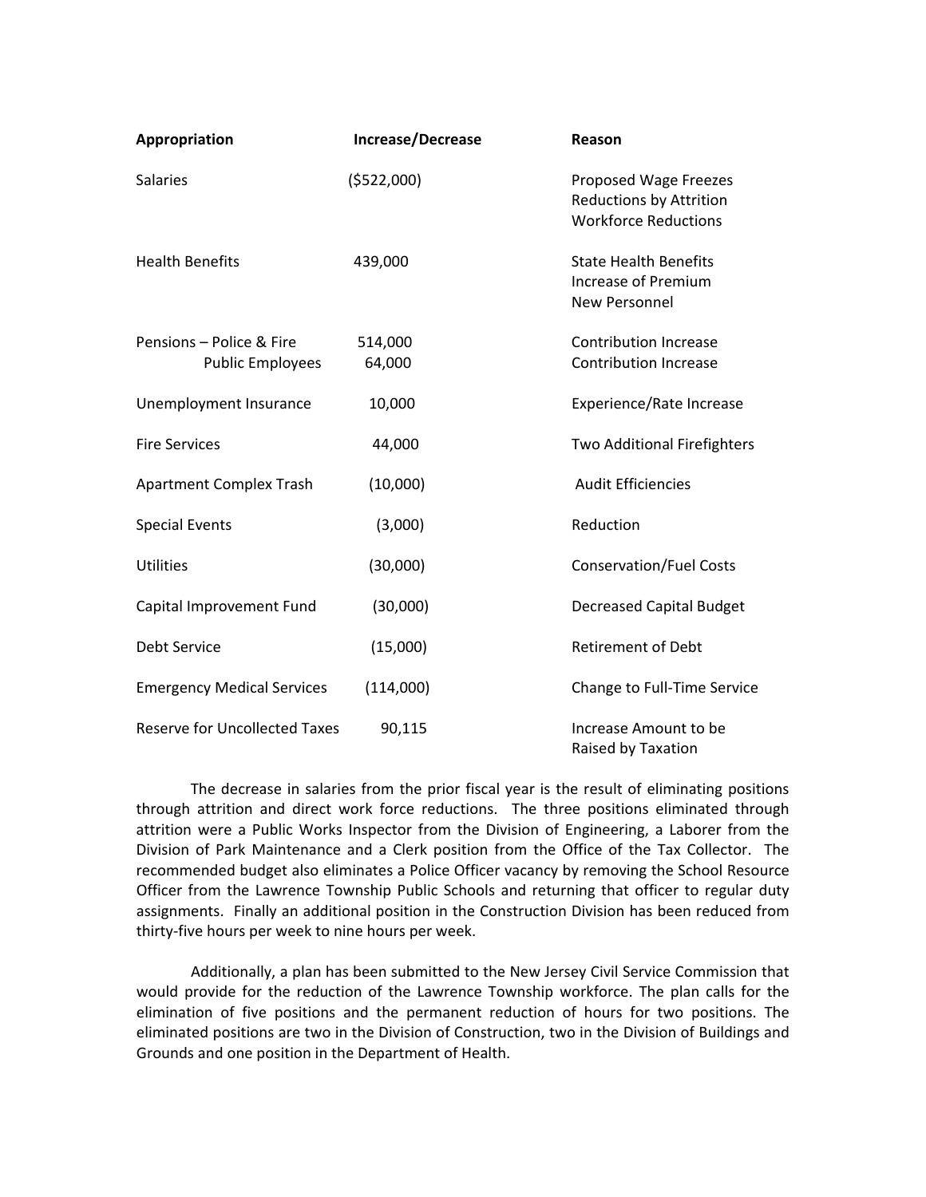| Appropriation | Increase/Decrease | Reason |
|---|---|---|
| Salaries | ($522,000) | Proposed Wage Freezes<br>Reductions by Attrition<br>Workforce Reductions |
| Health Benefits | 439,000 | State Health Benefits<br>Increase of Premium<br>New Personnel |
| Pensions – Police & Fire | 514,000 | Contribution Increase |
| Public Employees | 64,000 | Contribution Increase |
| Unemployment Insurance | 10,000 | Experience/Rate Increase |
| Fire Services | 44,000 | Two Additional Firefighters |
| Apartment Complex Trash | (10,000) | Audit Efficiencies |
| Special Events | (3,000) | Reduction |
| Utilities | (30,000) | Conservation/Fuel Costs |
| Capital Improvement Fund | (30,000) | Decreased Capital Budget |
| Debt Service | (15,000) | Retirement of Debt |
| Emergency Medical Services | (114,000) | Change to Full-Time Service |
| Reserve for Uncollected Taxes | 90,115 | Increase Amount to be Raised by Taxation |

The decrease in salaries from the prior fiscal year is the result of eliminating positions through attrition and direct work force reductions. The three positions eliminated through attrition were a Public Works Inspector from the Division of Engineering, a Laborer from the Division of Park Maintenance and a Clerk position from the Office of the Tax Collector. The recommended budget also eliminates a Police Officer vacancy by removing the School Resource Officer from the Lawrence Township Public Schools and returning that officer to regular duty assignments. Finally an additional position in the Construction Division has been reduced from thirty-five hours per week to nine hours per week.

Additionally, a plan has been submitted to the New Jersey Civil Service Commission that would provide for the reduction of the Lawrence Township workforce. The plan calls for the elimination of five positions and the permanent reduction of hours for two positions. The eliminated positions are two in the Division of Construction, two in the Division of Buildings and Grounds and one position in the Department of Health.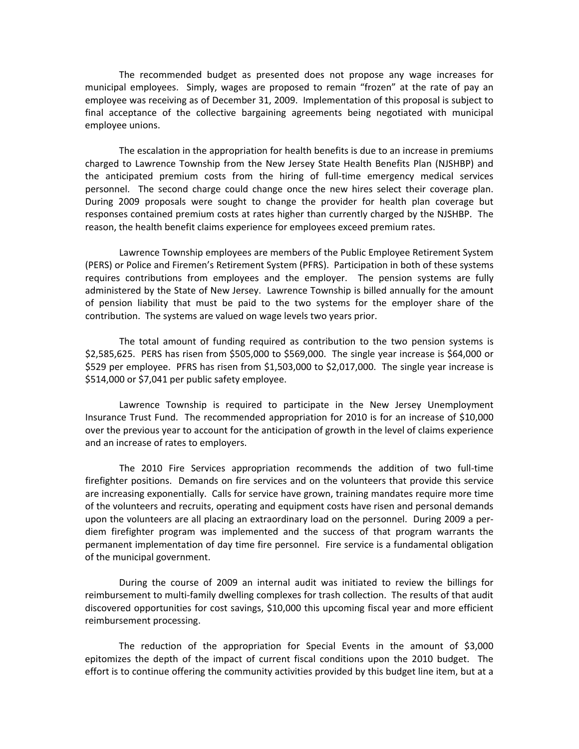The recommended budget as presented does not propose any wage increases for municipal employees. Simply, wages are proposed to remain "frozen" at the rate of pay an employee was receiving as of December 31, 2009. Implementation of this proposal is subject to final acceptance of the collective bargaining agreements being negotiated with municipal employee unions.

The escalation in the appropriation for health benefits is due to an increase in premiums charged to Lawrence Township from the New Jersey State Health Benefits Plan (NJSHBP) and the anticipated premium costs from the hiring of full-time emergency medical services personnel. The second charge could change once the new hires select their coverage plan. During 2009 proposals were sought to change the provider for health plan coverage but responses contained premium costs at rates higher than currently charged by the NJSHBP. The reason, the health benefit claims experience for employees exceed premium rates.

Lawrence Township employees are members of the Public Employee Retirement System (PERS) or Police and Firemen's Retirement System (PFRS). Participation in both of these systems requires contributions from employees and the employer. The pension systems are fully administered by the State of New Jersey. Lawrence Township is billed annually for the amount of pension liability that must be paid to the two systems for the employer share of the contribution. The systems are valued on wage levels two years prior.

The total amount of funding required as contribution to the two pension systems is $2,585,625. PERS has risen from $505,000 to $569,000. The single year increase is $64,000 or $529 per employee. PFRS has risen from $1,503,000 to $2,017,000. The single year increase is $514,000 or $7,041 per public safety employee.

Lawrence Township is required to participate in the New Jersey Unemployment Insurance Trust Fund. The recommended appropriation for 2010 is for an increase of $10,000 over the previous year to account for the anticipation of growth in the level of claims experience and an increase of rates to employers.

The 2010 Fire Services appropriation recommends the addition of two full-time firefighter positions. Demands on fire services and on the volunteers that provide this service are increasing exponentially. Calls for service have grown, training mandates require more time of the volunteers and recruits, operating and equipment costs have risen and personal demands upon the volunteers are all placing an extraordinary load on the personnel. During 2009 a per-diem firefighter program was implemented and the success of that program warrants the permanent implementation of day time fire personnel. Fire service is a fundamental obligation of the municipal government.

During the course of 2009 an internal audit was initiated to review the billings for reimbursement to multi-family dwelling complexes for trash collection. The results of that audit discovered opportunities for cost savings, $10,000 this upcoming fiscal year and more efficient reimbursement processing.

The reduction of the appropriation for Special Events in the amount of $3,000 epitomizes the depth of the impact of current fiscal conditions upon the 2010 budget. The effort is to continue offering the community activities provided by this budget line item, but at a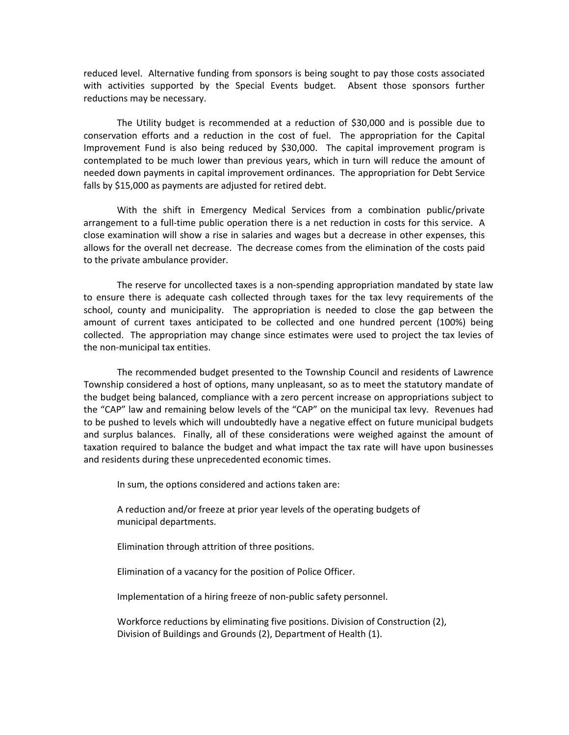reduced level. Alternative funding from sponsors is being sought to pay those costs associated with activities supported by the Special Events budget. Absent those sponsors further reductions may be necessary.

The Utility budget is recommended at a reduction of $30,000 and is possible due to conservation efforts and a reduction in the cost of fuel. The appropriation for the Capital Improvement Fund is also being reduced by $30,000. The capital improvement program is contemplated to be much lower than previous years, which in turn will reduce the amount of needed down payments in capital improvement ordinances. The appropriation for Debt Service falls by $15,000 as payments are adjusted for retired debt.

With the shift in Emergency Medical Services from a combination public/private arrangement to a full-time public operation there is a net reduction in costs for this service. A close examination will show a rise in salaries and wages but a decrease in other expenses, this allows for the overall net decrease. The decrease comes from the elimination of the costs paid to the private ambulance provider.

The reserve for uncollected taxes is a non-spending appropriation mandated by state law to ensure there is adequate cash collected through taxes for the tax levy requirements of the school, county and municipality. The appropriation is needed to close the gap between the amount of current taxes anticipated to be collected and one hundred percent (100%) being collected. The appropriation may change since estimates were used to project the tax levies of the non-municipal tax entities.

The recommended budget presented to the Township Council and residents of Lawrence Township considered a host of options, many unpleasant, so as to meet the statutory mandate of the budget being balanced, compliance with a zero percent increase on appropriations subject to the "CAP" law and remaining below levels of the "CAP" on the municipal tax levy. Revenues had to be pushed to levels which will undoubtedly have a negative effect on future municipal budgets and surplus balances. Finally, all of these considerations were weighed against the amount of taxation required to balance the budget and what impact the tax rate will have upon businesses and residents during these unprecedented economic times.

In sum, the options considered and actions taken are:

A reduction and/or freeze at prior year levels of the operating budgets of municipal departments.

Elimination through attrition of three positions.

Elimination of a vacancy for the position of Police Officer.

Implementation of a hiring freeze of non-public safety personnel.

Workforce reductions by eliminating five positions. Division of Construction (2), Division of Buildings and Grounds (2), Department of Health (1).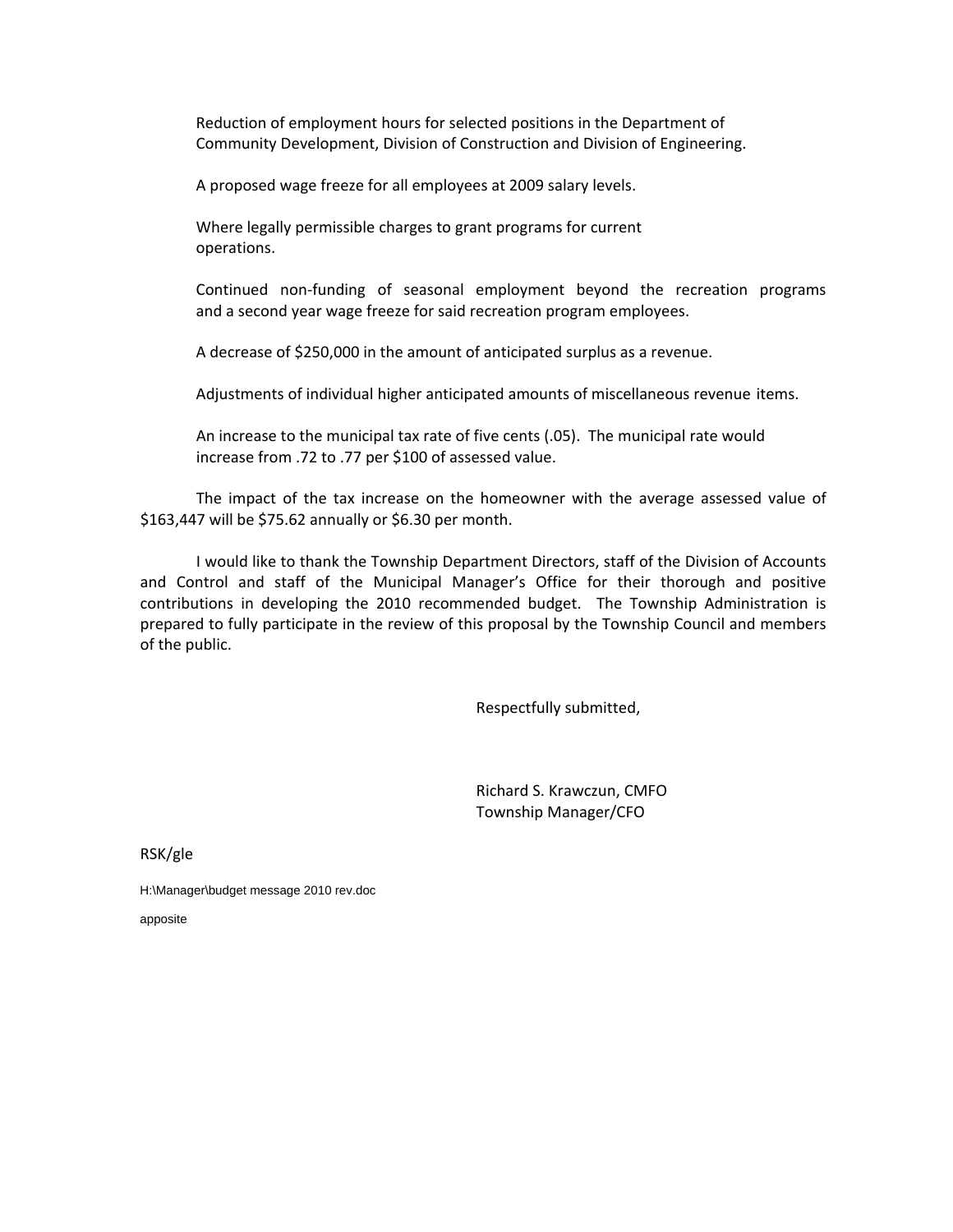Reduction of employment hours for selected positions in the Department of Community Development, Division of Construction and Division of Engineering.

A proposed wage freeze for all employees at 2009 salary levels.

Where legally permissible charges to grant programs for current operations.

Continued non-funding of seasonal employment beyond the recreation programs and a second year wage freeze for said recreation program employees.

A decrease of $250,000 in the amount of anticipated surplus as a revenue.

Adjustments of individual higher anticipated amounts of miscellaneous revenue items.

An increase to the municipal tax rate of five cents (.05). The municipal rate would increase from .72 to .77 per $100 of assessed value.

The impact of the tax increase on the homeowner with the average assessed value of $163,447 will be $75.62 annually or $6.30 per month.

I would like to thank the Township Department Directors, staff of the Division of Accounts and Control and staff of the Municipal Manager's Office for their thorough and positive contributions in developing the 2010 recommended budget. The Township Administration is prepared to fully participate in the review of this proposal by the Township Council and members of the public.

Respectfully submitted,

Richard S. Krawczun, CMFO
Township Manager/CFO

RSK/gle

H:\Manager\budget message 2010 rev.doc

apposite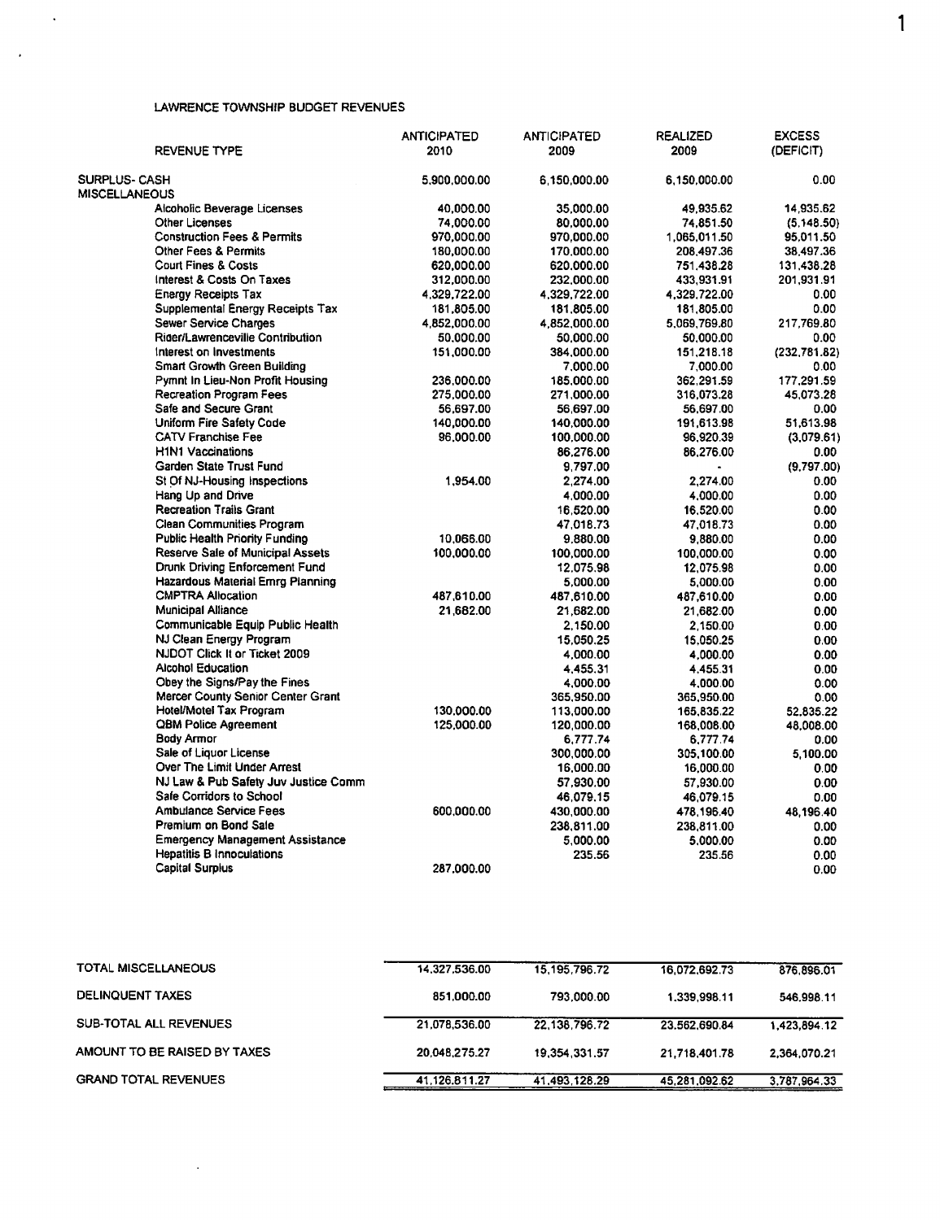LAWRENCE TOWNSHIP BUDGET REVENUES

| REVENUE TYPE | ANTICIPATED 2010 | ANTICIPATED 2009 | REALIZED 2009 | EXCESS (DEFICIT) |
|---|---|---|---|---|
| SURPLUS- CASH | 5,900,000.00 | 6,150,000.00 | 6,150,000.00 | 0.00 |
| MISCELLANEOUS | | | | |
| Alcoholic Beverage Licenses | 40,000.00 | 35,000.00 | 49,935.62 | 14,935.62 |
| Other Licenses | 74,000.00 | 80,000.00 | 74,851.50 | (5,148.50) |
| Construction Fees & Permits | 970,000.00 | 970,000.00 | 1,065,011.50 | 95,011.50 |
| Other Fees & Permits | 180,000.00 | 170,000.00 | 208,497.36 | 38,497.36 |
| Court Fines & Costs | 620,000.00 | 620,000.00 | 751,438.28 | 131,438.28 |
| Interest & Costs On Taxes | 312,000.00 | 232,000.00 | 433,931.91 | 201,931.91 |
| Energy Receipts Tax | 4,329,722.00 | 4,329,722.00 | 4,329,722.00 | 0.00 |
| Supplemental Energy Receipts Tax | 181,805.00 | 181,805.00 | 181,805.00 | 0.00 |
| Sewer Service Charges | 4,852,000.00 | 4,852,000.00 | 5,069,769.80 | 217,769.80 |
| Rider/Lawrenceville Contribution | 50,000.00 | 50,000.00 | 50,000.00 | 0.00 |
| Interest on Investments | 151,000.00 | 384,000.00 | 151,218.18 | (232,781.82) |
| Smart Growth Green Building | | 7,000.00 | 7,000.00 | 0.00 |
| Pymnt In Lieu-Non Profit Housing | 236,000.00 | 185,000.00 | 362,291.59 | 177,291.59 |
| Recreation Program Fees | 275,000.00 | 271,000.00 | 316,073.28 | 45,073.28 |
| Safe and Secure Grant | 56,697.00 | 56,697.00 | 56,697.00 | 0.00 |
| Uniform Fire Safety Code | 140,000.00 | 140,000.00 | 191,613.98 | 51,613.98 |
| CATV Franchise Fee | 96,000.00 | 100,000.00 | 96,920.39 | (3,079.61) |
| H1N1 Vaccinations | | 86,276.00 | 86,276.00 | 0.00 |
| Garden State Trust Fund | | 9,797.00 | - | (9,797.00) |
| St Of NJ-Housing Inspections | 1,954.00 | 2,274.00 | 2,274.00 | 0.00 |
| Hang Up and Drive | | 4,000.00 | 4,000.00 | 0.00 |
| Recreation Trails Grant | | 16,520.00 | 16,520.00 | 0.00 |
| Clean Communities Program | | 47,018.73 | 47,018.73 | 0.00 |
| Public Health Priority Funding | 10,066.00 | 9,880.00 | 9,880.00 | 0.00 |
| Reserve Sale of Municipal Assets | 100,000.00 | 100,000.00 | 100,000.00 | 0.00 |
| Drunk Driving Enforcement Fund | | 12,075.98 | 12,075.98 | 0.00 |
| Hazardous Material Emrg Planning | | 5,000.00 | 5,000.00 | 0.00 |
| CMPTRA Allocation | 487,610.00 | 487,610.00 | 487,610.00 | 0.00 |
| Municipal Alliance | 21,682.00 | 21,682.00 | 21,682.00 | 0.00 |
| Communicable Equip Public Health | | 2,150.00 | 2,150.00 | 0.00 |
| NJ Clean Energy Program | | 15,050.25 | 15,050.25 | 0.00 |
| NJDOT Click It or Ticket 2009 | | 4,000.00 | 4,000.00 | 0.00 |
| Alcohol Education | | 4,455.31 | 4,455.31 | 0.00 |
| Obey the Signs/Pay the Fines | | 4,000.00 | 4,000.00 | 0.00 |
| Mercer County Senior Center Grant | | 365,950.00 | 365,950.00 | 0.00 |
| Hotel/Motel Tax Program | 130,000.00 | 113,000.00 | 165,835.22 | 52,835.22 |
| QBM Police Agreement | 125,000.00 | 120,000.00 | 168,008.00 | 48,008.00 |
| Body Armor | | 6,777.74 | 6,777.74 | 0.00 |
| Sale of Liquor License | | 300,000.00 | 305,100.00 | 5,100.00 |
| Over The Limit Under Arrest | | 16,000.00 | 16,000.00 | 0.00 |
| NJ Law & Pub Safety Juv Justice Comm | | 57,930.00 | 57,930.00 | 0.00 |
| Safe Corridors to School | | 46,079.15 | 46,079.15 | 0.00 |
| Ambulance Service Fees | 600,000.00 | 430,000.00 | 478,196.40 | 48,196.40 |
| Premium on Bond Sale | | 238,811.00 | 238,811.00 | 0.00 |
| Emergency Management Assistance | | 5,000.00 | 5,000.00 | 0.00 |
| Hepatitis B Innoculations | | 235.56 | 235.56 | 0.00 |
| Capital Surplus | 287,000.00 | | | 0.00 |
| TOTAL MISCELLANEOUS | 14,327,536.00 | 15,195,796.72 | 16,072,692.73 | 876,896.01 |
| DELINQUENT TAXES | 851,000.00 | 793,000.00 | 1,339,998.11 | 546,998.11 |
| SUB-TOTAL ALL REVENUES | 21,078,536.00 | 22,138,796.72 | 23,562,690.84 | 1,423,894.12 |
| AMOUNT TO BE RAISED BY TAXES | 20,048,275.27 | 19,354,331.57 | 21,718,401.78 | 2,364,070.21 |
| GRAND TOTAL REVENUES | 41,126,811.27 | 41,493,128.29 | 45,281,092.62 | 3,787,964.33 |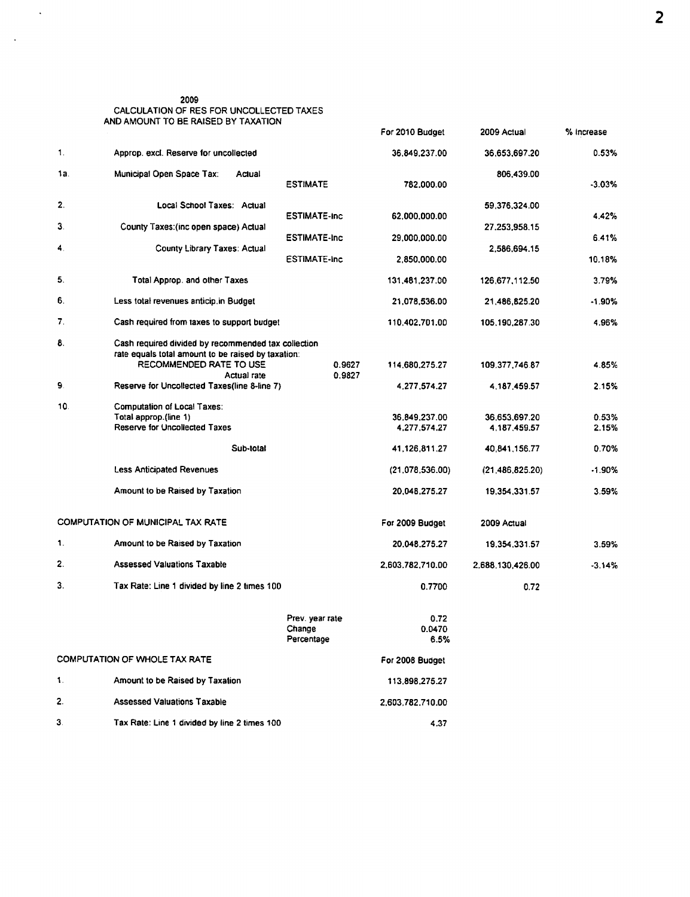2009
CALCULATION OF RES FOR UNCOLLECTED TAXES
AND AMOUNT TO BE RAISED BY TAXATION

| | | | For 2010 Budget | 2009 Actual | % Increase |
|---|---|---|---|---|---|
| 1. | Approp. excl. Reserve for uncollected | | 36,849,237.00 | 36,653,697.20 | 0.53% |
| 1a. | Municipal Open Space Tax: Actual | | | 806,439.00 | |
| | | ESTIMATE | 782,000.00 | | -3.03% |
| 2. | Local School Taxes: Actual | | | 59,376,324.00 | |
| | | ESTIMATE-Inc | 62,000,000.00 | | 4.42% |
| 3. | County Taxes:(inc open space) Actual | | | 27,253,958.15 | |
| | | ESTIMATE-Inc | 29,000,000.00 | | 6.41% |
| 4. | County Library Taxes: Actual | | | 2,586,694.15 | |
| | | ESTIMATE-Inc | 2,850,000.00 | | 10.18% |
| 5. | Total Approp. and other Taxes | | 131,481,237.00 | 126,677,112.50 | 3.79% |
| 6. | Less total revenues anticip.in Budget | | 21,078,536.00 | 21,486,825.20 | -1.90% |
| 7. | Cash required from taxes to support budget | | 110,402,701.00 | 105,190,287.30 | 4.96% |
| 8. | Cash required divided by recommended tax collection rate equals total amount to be raised by taxation: | | | | |
| | RECOMMENDED RATE TO USE | 0.9627 | 114,680,275.27 | 109,377,746.87 | 4.85% |
| | Actual rate | 0.9827 | | | |
| 9. | Reserve for Uncollected Taxes(line 8-line 7) | | 4,277,574.27 | 4,187,459.57 | 2.15% |
| 10. | Computation of Local Taxes: | | | | |
| | Total approp.(line 1) | | 36,849,237.00 | 36,653,697.20 | 0.53% |
| | Reserve for Uncollected Taxes | | 4,277,574.27 | 4,187,459.57 | 2.15% |
| | Sub-total | | 41,126,811.27 | 40,841,156.77 | 0.70% |
| | Less Anticipated Revenues | | (21,078,536.00) | (21,486,825.20) | -1.90% |
| | Amount to be Raised by Taxation | | 20,048,275.27 | 19,354,331.57 | 3.59% |

| COMPUTATION OF MUNICIPAL TAX RATE | | | For 2009 Budget | 2009 Actual | |
|---|---|---|---|---|---|
| 1. | Amount to be Raised by Taxation | | 20,048,275.27 | 19,354,331.57 | 3.59% |
| 2. | Assessed Valuations Taxable | | 2,603,782,710.00 | 2,688,130,426.00 | -3.14% |
| 3. | Tax Rate: Line 1 divided by line 2 times 100 | | 0.7700 | 0.72 | |
| | | Prev. year rate | 0.72 | | |
| | | Change | 0.0470 | | |
| | | Percentage | 6.5% | | |

| COMPUTATION OF WHOLE TAX RATE | | For 2008 Budget |
|---|---|---|
| 1. | Amount to be Raised by Taxation | 113,898,275.27 |
| 2. | Assessed Valuations Taxable | 2,603,782,710.00 |
| 3. | Tax Rate: Line 1 divided by line 2 times 100 | 4.37 |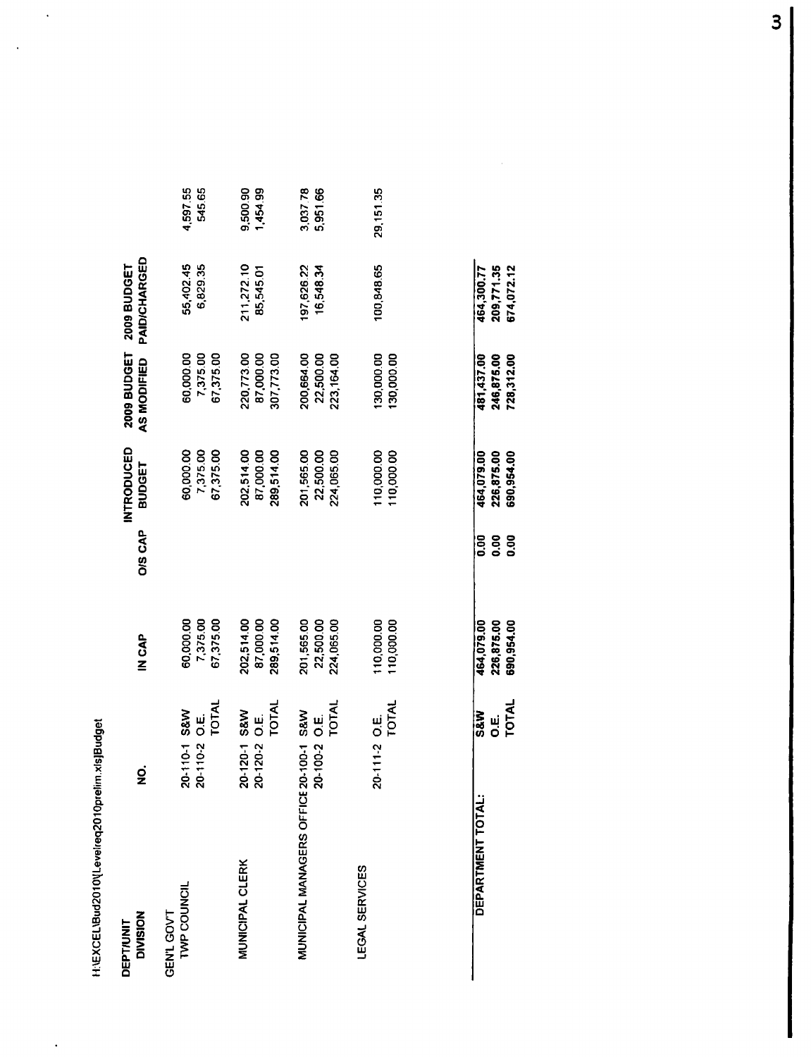H:\EXCEL\Bud2010\[Levelreq2010prelim.xls]Budget

| DEPT/UNIT DIVISION | NO. | | IN CAP | O/S CAP | INTRODUCED BUDGET | 2009 BUDGET AS MODIFIED | 2009 BUDGET PAID/CHARGED | |
|---|---|---|---|---|---|---|---|---|
| GEN'L GOV'T | | | | | | | | |
| TWP COUNCIL | 20-110-1 | S&W | 60,000.00 | | 60,000.00 | 60,000.00 | 55,402.45 | 4,597.55 |
| | 20-110-2 | O.E. | 7,375.00 | | 7,375.00 | 7,375.00 | 6,829.35 | 545.65 |
| | | TOTAL | 67,375.00 | | 67,375.00 | 67,375.00 | | |
| MUNICIPAL CLERK | 20-120-1 | S&W | 202,514.00 | | 202,514.00 | 220,773.00 | 211,272.10 | 9,500.90 |
| | 20-120-2 | O.E. | 87,000.00 | | 87,000.00 | 87,000.00 | 85,545.01 | 1,454.99 |
| | | TOTAL | 289,514.00 | | 289,514.00 | 307,773.00 | | |
| MUNICIPAL MANAGERS OFFICE | 20-100-1 | S&W | 201,565.00 | | 201,565.00 | 200,664.00 | 197,626.22 | 3,037.78 |
| | 20-100-2 | O.E. | 22,500.00 | | 22,500.00 | 22,500.00 | 16,548.34 | 5,951.66 |
| | | TOTAL | 224,065.00 | | 224,065.00 | 223,164.00 | | |
| LEGAL SERVICES | | | | | | | | |
| | 20-111-2 | O.E. | 110,000.00 | | 110,000.00 | 130,000.00 | 100,848.65 | 29,151.35 |
| | | TOTAL | 110,000.00 | | 110,000.00 | 130,000.00 | | |
| **DEPARTMENT TOTAL:** | | **S&W** | **464,079.00** | **0.00** | **464,079.00** | **481,437.00** | **464,300.77** | |
| | | **O.E.** | **226,875.00** | **0.00** | **226,875.00** | **246,875.00** | **209,771.35** | |
| | | **TOTAL** | **690,954.00** | **0.00** | **690,954.00** | **728,312.00** | **674,072.12** | |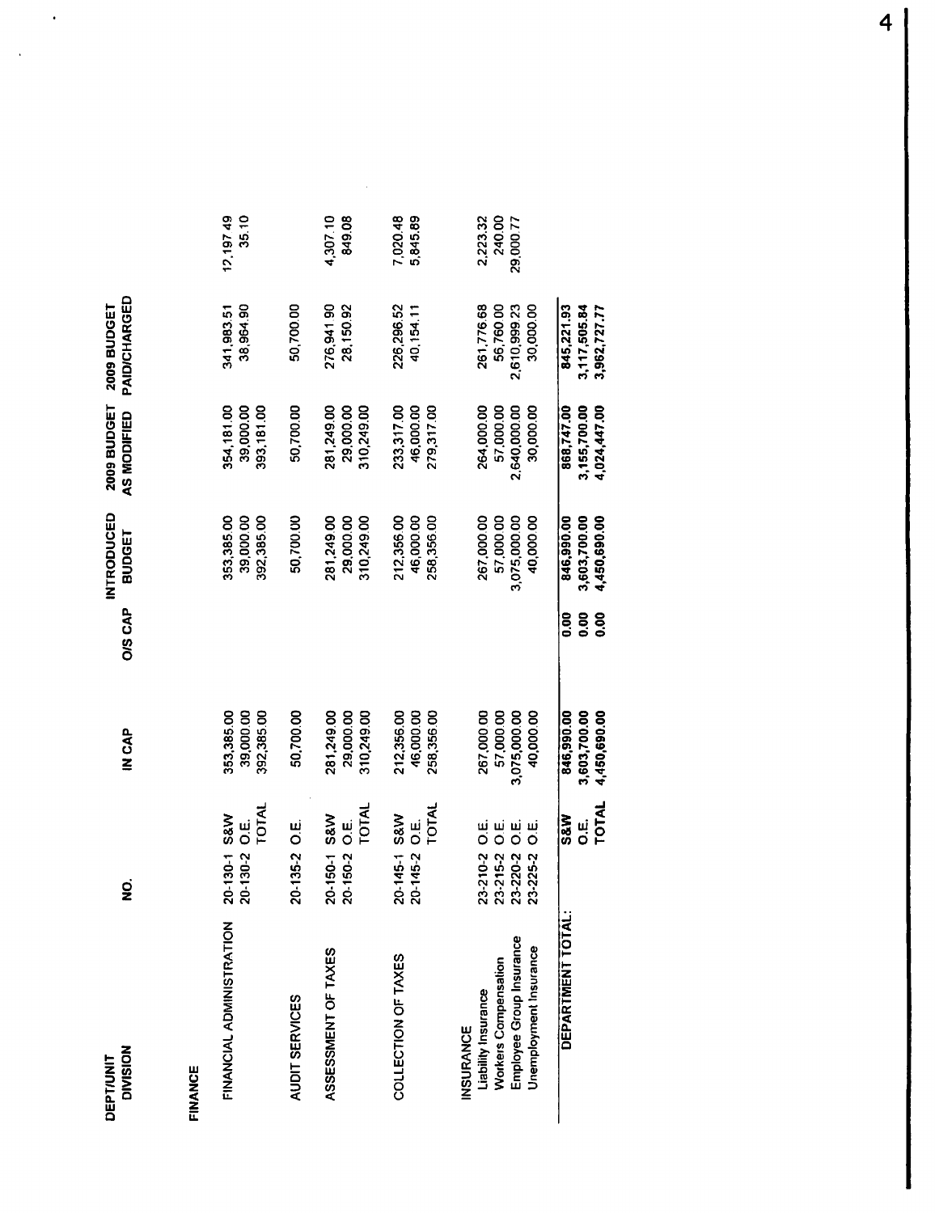| DEPT/UNIT DIVISION | NO. | | IN CAP | O/S CAP | INTRODUCED BUDGET | 2009 BUDGET AS MODIFIED | 2009 BUDGET PAID/CHARGED | |
|---|---|---|---|---|---|---|---|---|
| **FINANCE** | | | | | | | | |
| FINANCIAL ADMINISTRATION | 20-130-1 | S&W | 353,385.00 | | 353,385.00 | 354,181.00 | 341,983.51 | 12,197.49 |
| | 20-130-2 | O.E. | 39,000.00 | | 39,000.00 | 39,000.00 | 38,964.90 | 35.10 |
| | | TOTAL | 392,385.00 | | 392,385.00 | 393,181.00 | | |
| AUDIT SERVICES | 20-135-2 | O.E. | 50,700.00 | | 50,700.00 | 50,700.00 | 50,700.00 | |
| ASSESSMENT OF TAXES | 20-150-1 | S&W | 281,249.00 | | 281,249.00 | 281,249.00 | 276,941.90 | 4,307.10 |
| | 20-150-2 | O.E. | 29,000.00 | | 29,000.00 | 29,000.00 | 28,150.92 | 849.08 |
| | | TOTAL | 310,249.00 | | 310,249.00 | 310,249.00 | | |
| COLLECTION OF TAXES | 20-145-1 | S&W | 212,356.00 | | 212,356.00 | 233,317.00 | 226,296.52 | 7,020.48 |
| | 20-145-2 | O.E. | 46,000.00 | | 46,000.00 | 46,000.00 | 40,154.11 | 5,845.89 |
| | | TOTAL | 258,356.00 | | 258,356.00 | 279,317.00 | | |
| INSURANCE | | | | | | | | |
| Liability Insurance | 23-210-2 | O.E. | 267,000.00 | | 267,000.00 | 264,000.00 | 261,776.68 | 2,223.32 |
| Workers Compensation | 23-215-2 | O.E. | 57,000.00 | | 57,000.00 | 57,000.00 | 56,760.00 | 240.00 |
| Employee Group Insurance | 23-220-2 | O.E. | 3,075,000.00 | | 3,075,000.00 | 2,640,000.00 | 2,610,999.23 | 29,000.77 |
| Unemployment Insurance | 23-225-2 | O.E. | 40,000.00 | | 40,000.00 | 30,000.00 | 30,000.00 | |
| **DEPARTMENT TOTAL:** | | **S&W** | **846,990.00** | **0.00** | **846,990.00** | **868,747.00** | **845,221.93** | |
| | | **O.E.** | **3,603,700.00** | **0.00** | **3,603,700.00** | **3,155,700.00** | **3,117,505.84** | |
| | | **TOTAL** | **4,450,690.00** | **0.00** | **4,450,690.00** | **4,024,447.00** | **3,962,727.77** | |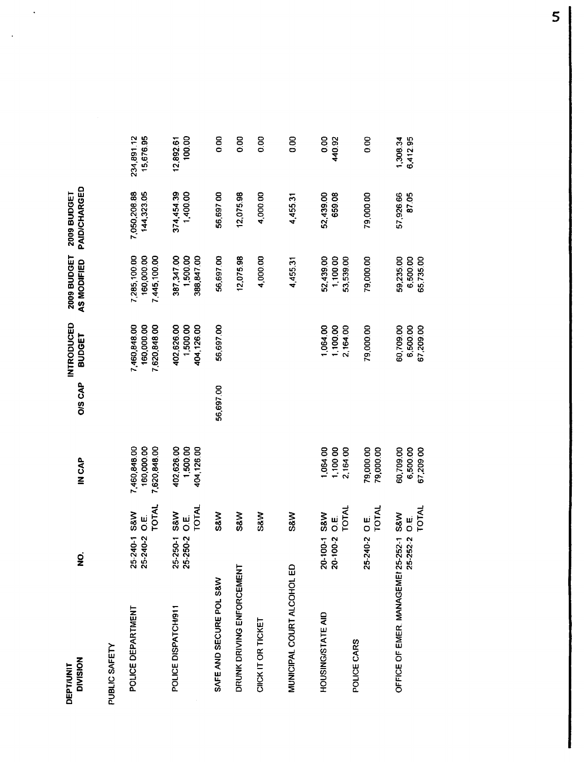| DEPT/UNIT DIVISION | NO. | | IN CAP | O/S CAP | INTRODUCED BUDGET | 2009 BUDGET AS MODIFIED | 2009 BUDGET PAID/CHARGED | |
|---|---|---|---|---|---|---|---|---|
| PUBLIC SAFETY | | | | | | | | |
| POLICE DEPARTMENT | 25-240-1 | S&W | 7,460,848.00 | | 7,460,848.00 | 7,285,100.00 | 7,050,208.88 | 234,891.12 |
| | 25-240-2 | O.E. | 160,000.00 | | 160,000.00 | 160,000.00 | 144,323.05 | 15,676.95 |
| | | TOTAL | 7,620,848.00 | | 7,620,848.00 | 7,445,100.00 | | |
| POLICE DISPATCH/911 | 25-250-1 | S&W | 402,626.00 | | 402,626.00 | 387,347.00 | 374,454.39 | 12,892.61 |
| | 25-250-2 | O.E. | 1,500.00 | | 1,500.00 | 1,500.00 | 1,400.00 | 100.00 |
| | | TOTAL | 404,126.00 | | 404,126.00 | 388,847.00 | | |
| SAFE AND SECURE POL S&W | | S&W | | 56,697.00 | 56,697.00 | 56,697.00 | 56,697.00 | 0.00 |
| DRUNK DRIVING ENFORCEMENT | | S&W | | | | 12,075.98 | 12,075.98 | 0.00 |
| CIICK IT OR TICKET | | S&W | | | | 4,000.00 | 4,000.00 | 0.00 |
| MUNICIPAL COURT ALCOHOL ED | | S&W | | | | 4,455.31 | 4,455.31 | 0.00 |
| HOUSING/STATE AID | 20-100-1 | S&W | 1,064.00 | | 1,064.00 | 52,439.00 | 52,439.00 | 0.00 |
| | 20-100-2 | O.E. | 1,100.00 | | 1,100.00 | 1,100.00 | 659.08 | 440.92 |
| | | TOTAL | 2,164.00 | | 2,164.00 | 53,539.00 | | |
| POLICE CARS | 25-240-2 | O.E. | 79,000.00 | | 79,000.00 | 79,000.00 | 79,000.00 | 0.00 |
| | | TOTAL | 79,000.00 | | | | | |
| OFFICE OF EMER. MANAGEMEI | 25-252-1 | S&W | 60,709.00 | | 60,709.00 | 59,235.00 | 57,926.66 | 1,308.34 |
| | 25-252-2 | O.E. | 6,500.00 | | 6,500.00 | 6,500.00 | 87.05 | 6,412.95 |
| | | TOTAL | 67,209.00 | | 67,209.00 | 65,735.00 | | |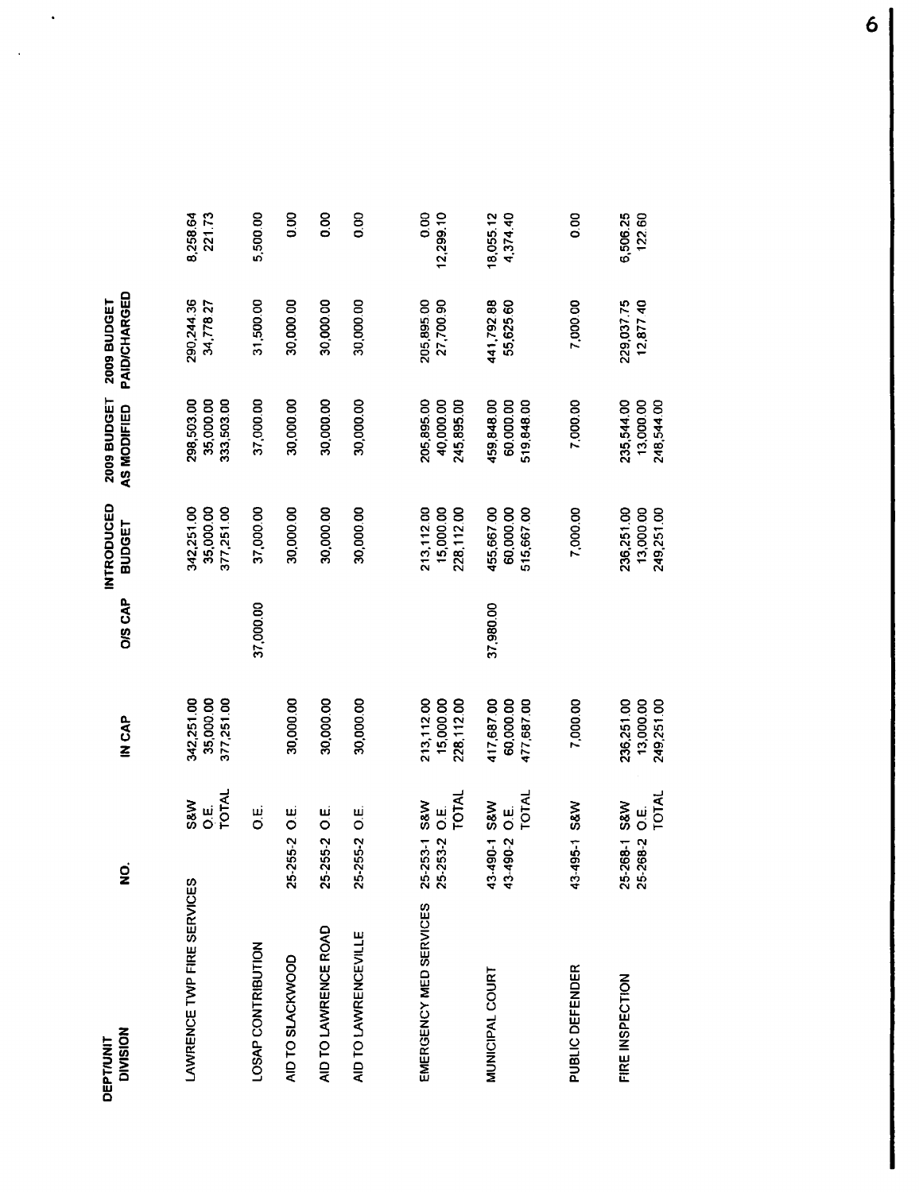| DEPT/UNIT DIVISION | NO. | | IN CAP | O/S CAP | INTRODUCED BUDGET | 2009 BUDGET AS MODIFIED | 2009 BUDGET PAID/CHARGED | |
|---|---|---|---|---|---|---|---|---|
| LAWRENCE TWP FIRE SERVICES | | S&W | 342,251.00 | | 342,251.00 | 298,503.00 | 290,244.36 | 8,258.64 |
| | | O.E. | 35,000.00 | | 35,000.00 | 35,000.00 | 34,778.27 | 221.73 |
| | | TOTAL | 377,251.00 | | 377,251.00 | 333,503.00 | | |
| LOSAP CONTRIBUTION | | O.E. | | 37,000.00 | 37,000.00 | 37,000.00 | 31,500.00 | 5,500.00 |
| AID TO SLACKWOOD | 25-255-2 | O.E. | 30,000.00 | | 30,000.00 | 30,000.00 | 30,000.00 | 0.00 |
| AID TO LAWRENCE ROAD | 25-255-2 | O.E. | 30,000.00 | | 30,000.00 | 30,000.00 | 30,000.00 | 0.00 |
| AID TO LAWRENCEVILLE | 25-255-2 | O.E. | 30,000.00 | | 30,000.00 | 30,000.00 | 30,000.00 | 0.00 |
| EMERGENCY MED SERVICES | 25-253-1 | S&W | 213,112.00 | | 213,112.00 | 205,895.00 | 205,895.00 | 0.00 |
| | 25-253-2 | O.E. | 15,000.00 | | 15,000.00 | 40,000.00 | 27,700.90 | 12,299.10 |
| | | TOTAL | 228,112.00 | | 228,112.00 | 245,895.00 | | |
| MUNICIPAL COURT | 43-490-1 | S&W | 417,687.00 | 37,980.00 | 455,667.00 | 459,848.00 | 441,792.88 | 18,055.12 |
| | 43-490-2 | O.E. | 60,000.00 | | 60,000.00 | 60,000.00 | 55,625.60 | 4,374.40 |
| | | TOTAL | 477,687.00 | | 515,667.00 | 519,848.00 | | |
| PUBLIC DEFENDER | 43-495-1 | S&W | 7,000.00 | | 7,000.00 | 7,000.00 | 7,000.00 | 0.00 |
| FIRE INSPECTION | 25-268-1 | S&W | 236,251.00 | | 236,251.00 | 235,544.00 | 229,037.75 | 6,506.25 |
| | 25-268-2 | O.E. | 13,000.00 | | 13,000.00 | 13,000.00 | 12,877.40 | 122.60 |
| | | TOTAL | 249,251.00 | | 249,251.00 | 248,544.00 | | |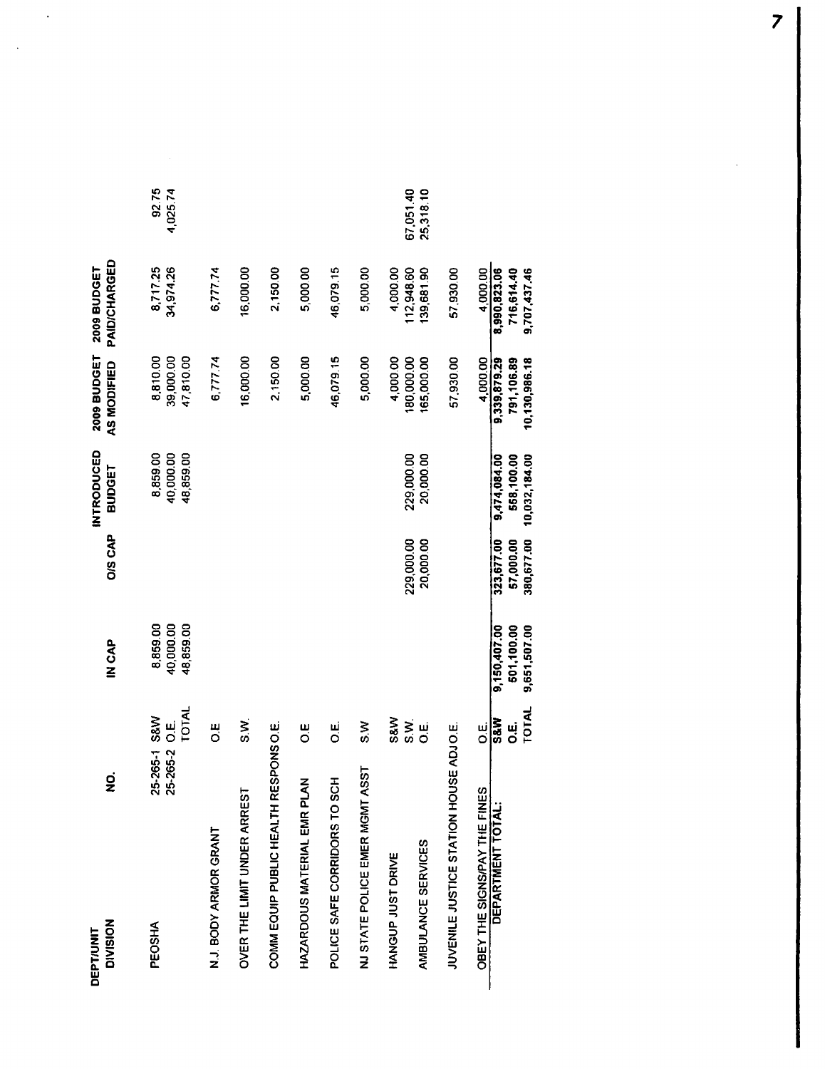| DEPT/UNIT DIVISION | NO. | | IN CAP | O/S CAP | INTRODUCED BUDGET | 2009 BUDGET AS MODIFIED | 2009 BUDGET PAID/CHARGED | |
|---|---|---|---|---|---|---|---|---|
| PEOSHA | 25-265-1 | S&W | 8,859.00 | | 8,859.00 | 8,810.00 | 8,717.25 | 92.75 |
| | 25-265-2 | O.E. | 40,000.00 | | 40,000.00 | 39,000.00 | 34,974.26 | 4,025.74 |
| | | TOTAL | 48,859.00 | | 48,859.00 | 47,810.00 | | |
| N.J. BODY ARMOR GRANT | | O.E | | | | 6,777.74 | 6,777.74 | |
| OVER THE LIMIT UNDER ARREST | | S.W. | | | | 16,000.00 | 16,000.00 | |
| COMM EQUIP PUBLIC HEALTH RESPONS | | O.E. | | | | 2,150.00 | 2,150.00 | |
| HAZARDOUS MATERIAL EMR PLAN | | O.E | | | | 5,000.00 | 5,000.00 | |
| POLICE SAFE CORRIDORS TO SCH | | O.E. | | | | 46,079.15 | 46,079.15 | |
| NJ STATE POLICE EMER MGMT ASST | | S.W | | | | 5,000.00 | 5,000.00 | |
| HANGUP JUST DRIVE | | S&W | | | | 4,000.00 | 4,000.00 | |
| AMBULANCE SERVICES | | S.W. | | 229,000.00 | 229,000.00 | 180,000.00 | 112,948.60 | 67,051.40 |
| | | O.E. | | 20,000.00 | 20,000.00 | 165,000.00 | 139,681.90 | 25,318.10 |
| JUVENILE JUSTICE STATION HOUSE ADJ | | O.E. | | | | 57,930.00 | 57,930.00 | |
| OBEY THE SIGNS/PAY THE FINES | | O.E. | | | | 4,000.00 | 4,000.00 | |
| DEPARTMENT TOTAL: | | S&W | 9,150,407.00 | 323,677.00 | 9,474,084.00 | 9,339,879.29 | 8,990,823.06 | |
| | | O.E. | 501,100.00 | 57,000.00 | 558,100.00 | 791,106.89 | 716,614.40 | |
| | | TOTAL | 9,651,507.00 | 380,677.00 | 10,032,184.00 | 10,130,986.18 | 9,707,437.46 | |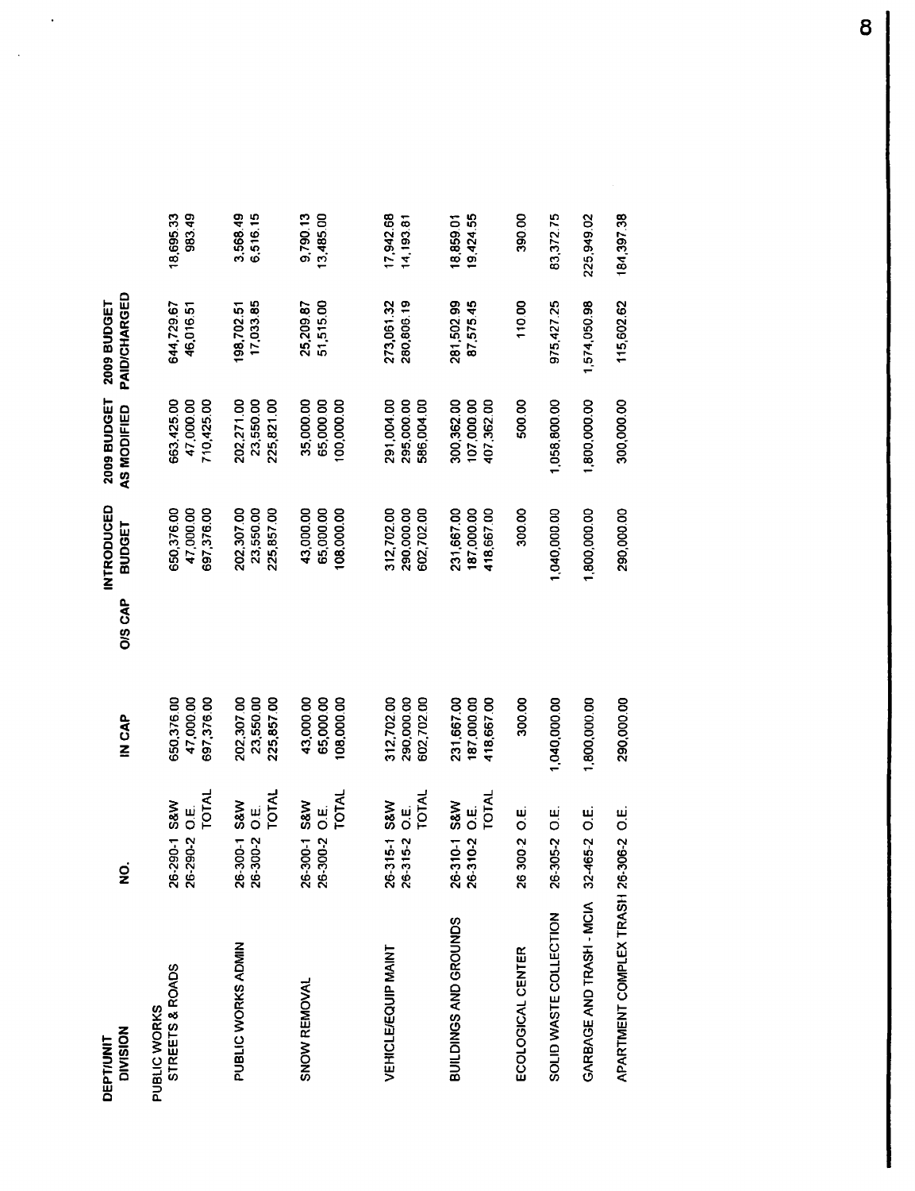| DEPT/UNIT DIVISION | NO. | | IN CAP | O/S CAP | INTRODUCED BUDGET | 2009 BUDGET AS MODIFIED | 2009 BUDGET PAID/CHARGED | |
|---|---|---|---|---|---|---|---|---|
| PUBLIC WORKS | | | | | | | | |
| STREETS & ROADS | 26-290-1 | S&W | 650,376.00 | | 650,376.00 | 663,425.00 | 644,729.67 | 18,695.33 |
| | 26-290-2 | O.E. | 47,000.00 | | 47,000.00 | 47,000.00 | 46,016.51 | 983.49 |
| | | TOTAL | 697,376.00 | | 697,376.00 | 710,425.00 | | |
| PUBLIC WORKS ADMIN | 26-300-1 | S&W | 202,307.00 | | 202,307.00 | 202,271.00 | 198,702.51 | 3,568.49 |
| | 26-300-2 | O.E. | 23,550.00 | | 23,550.00 | 23,550.00 | 17,033.85 | 6,516.15 |
| | | TOTAL | 225,857.00 | | 225,857.00 | 225,821.00 | | |
| SNOW REMOVAL | 26-300-1 | S&W | 43,000.00 | | 43,000.00 | 35,000.00 | 25,209.87 | 9,790.13 |
| | 26-300-2 | O.E. | 65,000.00 | | 65,000.00 | 65,000.00 | 51,515.00 | 13,485.00 |
| | | TOTAL | 108,000.00 | | 108,000.00 | 100,000.00 | | |
| VEHICLE/EQUIP MAINT | 26-315-1 | S&W | 312,702.00 | | 312,702.00 | 291,004.00 | 273,061.32 | 17,942.68 |
| | 26-315-2 | O.E. | 290,000.00 | | 290,000.00 | 295,000.00 | 280,806.19 | 14,193.81 |
| | | TOTAL | 602,702.00 | | 602,702.00 | 586,004.00 | | |
| BUILDINGS AND GROUNDS | 26-310-1 | S&W | 231,667.00 | | 231,667.00 | 300,362.00 | 281,502.99 | 18,859.01 |
| | 26-310-2 | O.E. | 187,000.00 | | 187,000.00 | 107,000.00 | 87,575.45 | 19,424.55 |
| | | TOTAL | 418,667.00 | | 418,667.00 | 407,362.00 | | |
| ECOLOGICAL CENTER | 26 300 2 | O.E. | 300.00 | | 300.00 | 500.00 | 110.00 | 390.00 |
| SOLID WASTE COLLECTION | 26-305-2 | O.E. | 1,040,000.00 | | 1,040,000.00 | 1,058,800.00 | 975,427.25 | 83,372.75 |
| GARBAGE AND TRASH - MCIA | 32-465-2 | O.E. | 1,800,000.00 | | 1,800,000.00 | 1,800,000.00 | 1,574,050.98 | 225,949.02 |
| APARTMENT COMPLEX TRASH | 26-306-2 | O.E. | 290,000.00 | | 290,000.00 | 300,000.00 | 115,602.62 | 184,397.38 |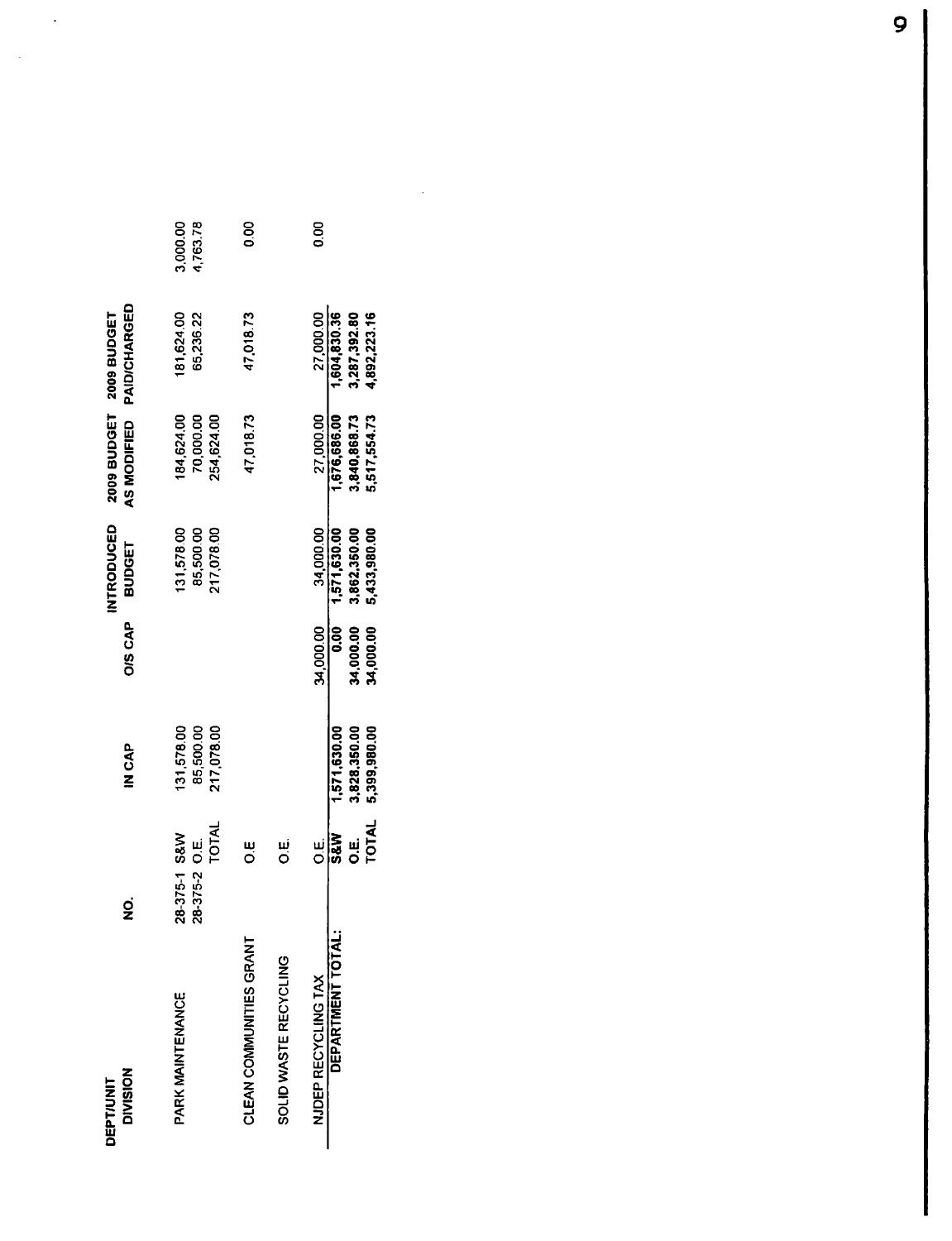| DEPT/UNIT DIVISION | NO. | | IN CAP | O/S CAP | INTRODUCED BUDGET | 2009 BUDGET AS MODIFIED | 2009 BUDGET PAID/CHARGED | |
|---|---|---|---|---|---|---|---|---|
| PARK MAINTENANCE | 28-375-1 | S&W | 131,578.00 | | 131,578.00 | 184,624.00 | 181,624.00 | 3,000.00 |
| | 28-375-2 | O.E. | 85,500.00 | | 85,500.00 | 70,000.00 | 65,236.22 | 4,763.78 |
| | | TOTAL | 217,078.00 | | 217,078.00 | 254,624.00 | | |
| CLEAN COMMUNITIES GRANT | | O.E | | | | 47,018.73 | 47,018.73 | 0.00 |
| SOLID WASTE RECYCLING | | O.E. | | | | | | |
| NJDEP RECYCLING TAX | | O.E. | | 34,000.00 | 34,000.00 | 27,000.00 | 27,000.00 | 0.00 |
| **DEPARTMENT TOTAL:** | | **S&W** | **1,571,630.00** | **0.00** | **1,571,630.00** | **1,676,686.00** | **1,604,830.36** | |
| | | **O.E.** | **3,828,350.00** | **34,000.00** | **3,862,350.00** | **3,840,868.73** | **3,287,392.80** | |
| | | **TOTAL** | **5,399,980.00** | **34,000.00** | **5,433,980.00** | **5,517,554.73** | **4,892,223.16** | |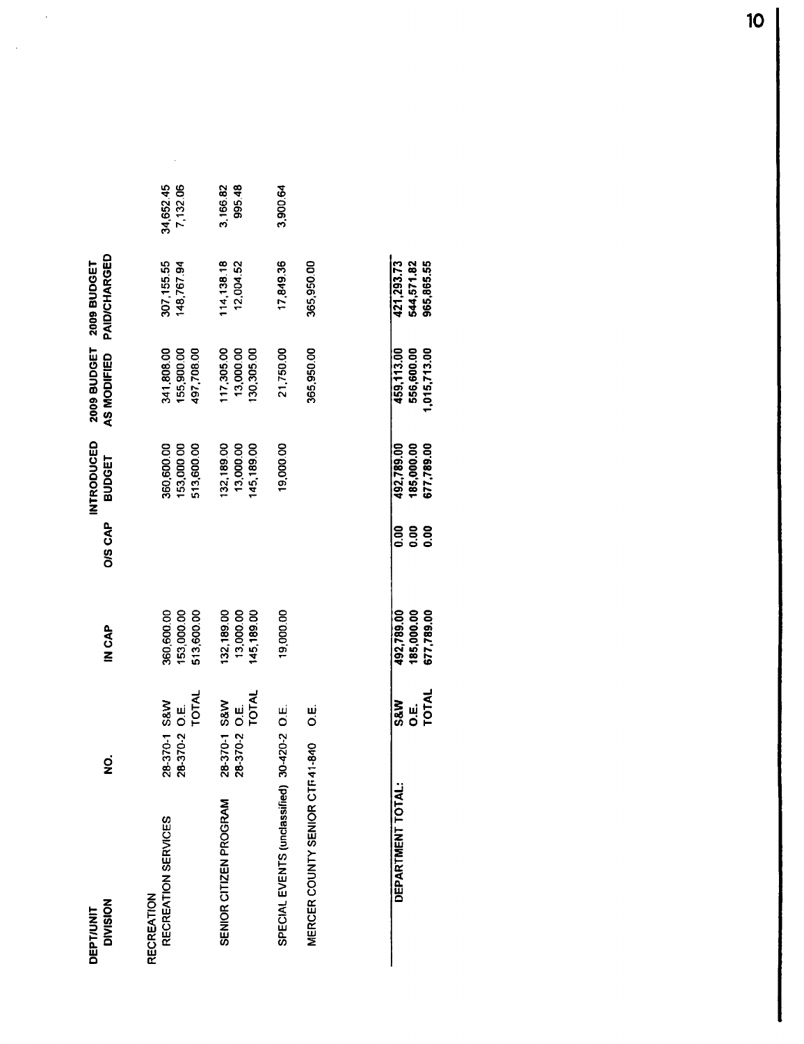| DEPT/UNIT DIVISION | NO. | | IN CAP | O/S CAP | INTRODUCED BUDGET | 2009 BUDGET AS MODIFIED | 2009 BUDGET PAID/CHARGED | |
|---|---|---|---|---|---|---|---|---|
| RECREATION | | | | | | | | |
| RECREATION SERVICES | 28-370-1 | S&W | 360,600.00 | | 360,600.00 | 341,808.00 | 307,155.55 | 34,652.45 |
| | 28-370-2 | O.E. | 153,000.00 | | 153,000.00 | 155,900.00 | 148,767.94 | 7,132.06 |
| | | TOTAL | 513,600.00 | | 513,600.00 | 497,708.00 | | |
| SENIOR CITIZEN PROGRAM | 28-370-1 | S&W | 132,189.00 | | 132,189.00 | 117,305.00 | 114,138.18 | 3,166.82 |
| | 28-370-2 | O.E. | 13,000.00 | | 13,000.00 | 13,000.00 | 12,004.52 | 995.48 |
| | | TOTAL | 145,189.00 | | 145,189.00 | 130,305.00 | | |
| SPECIAL EVENTS (unclassified) | 30-420-2 | O.E. | 19,000.00 | | 19,000.00 | 21,750.00 | 17,849.36 | 3,900.64 |
| MERCER COUNTY SENIOR CTR | 41-840 | O.E. | | | | 365,950.00 | 365,950.00 | |
| DEPARTMENT TOTAL: | | S&W | 492,789.00 | 0.00 | 492,789.00 | 459,113.00 | 421,293.73 | |
| | | O.E. | 185,000.00 | 0.00 | 185,000.00 | 556,600.00 | 544,571.82 | |
| | | TOTAL | 677,789.00 | 0.00 | 677,789.00 | 1,015,713.00 | 965,865.55 | |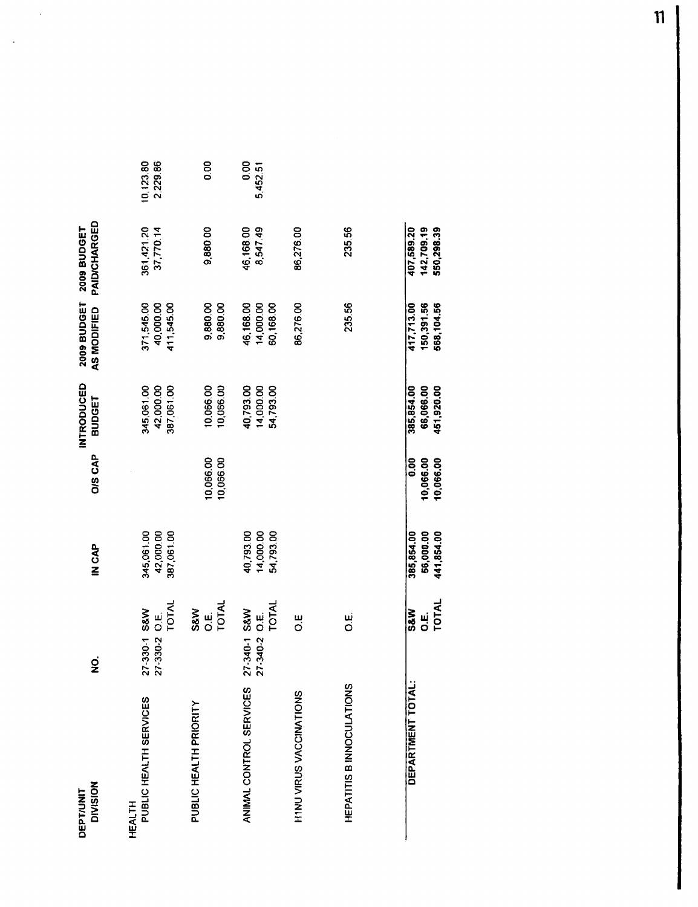| DEPT/UNIT DIVISION | NO. | | IN CAP | O/S CAP | INTRODUCED BUDGET | 2009 BUDGET AS MODIFIED | 2009 BUDGET PAID/CHARGED | |
|---|---|---|---|---|---|---|---|---|
| HEALTH | | | | | | | | |
| PUBLIC HEALTH SERVICES | 27-330-1 | S&W | 345,061.00 | | 345,061.00 | 371,545.00 | 361,421.20 | 10,123.80 |
| | 27-330-2 | O.E. | 42,000.00 | | 42,000.00 | 40,000.00 | 37,770.14 | 2,229.86 |
| | | TOTAL | 387,061.00 | | 387,061.00 | 411,545.00 | | |
| PUBLIC HEALTH PRIORITY | | S&W | | | | | | |
| | | O.E. | | 10,066.00 | 10,066.00 | 9,880.00 | 9,880.00 | 0.00 |
| | | TOTAL | | 10,066.00 | 10,066.00 | 9,880.00 | | |
| ANIMAL CONTROL SERVICES | 27-340-1 | S&W | 40,793.00 | | 40,793.00 | 46,168.00 | 46,168.00 | 0.00 |
| | 27-340-2 | O.E. | 14,000.00 | | 14,000.00 | 14,000.00 | 8,547.49 | 5,452.51 |
| | | TOTAL | 54,793.00 | | 54,793.00 | 60,168.00 | | |
| H1NU VIRUS VACCINATIONS | | O.E | | | | 86,276.00 | 86,276.00 | |
| HEPATITIS B INNOCULATIONS | | O.E. | | | | 235.56 | 235.56 | |
| **DEPARTMENT TOTAL:** | | **S&W** | **385,854.00** | **0.00** | **385,854.00** | **417,713.00** | **407,589.20** | |
| | | **O.E.** | **56,000.00** | **10,066.00** | **66,066.00** | **150,391.56** | **142,709.19** | |
| | | **TOTAL** | **441,854.00** | **10,066.00** | **451,920.00** | **568,104.56** | **550,298.39** | |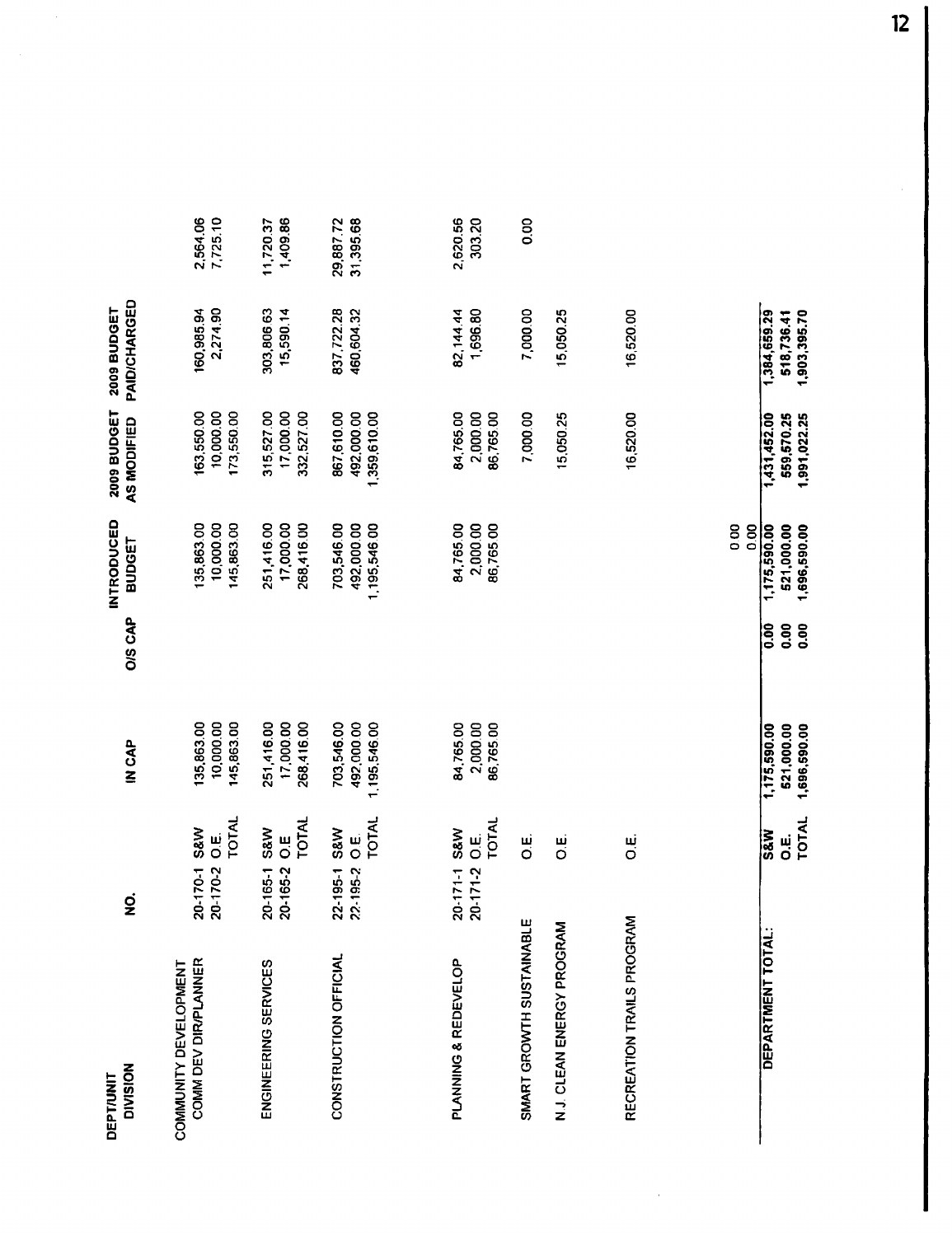| DEPT/UNIT DIVISION | NO. | | IN CAP | O/S CAP | INTRODUCED BUDGET | 2009 BUDGET AS MODIFIED | 2009 BUDGET PAID/CHARGED | |
|---|---|---|---|---|---|---|---|---|
| COMMUNITY DEVELOPMENT | | | | | | | | |
| COMM DEV DIR/PLANNER | 20-170-1 | S&W | 135,863.00 | | 135,863.00 | 163,550.00 | 160,985.94 | 2,564.06 |
| | 20-170-2 | O.E. | 10,000.00 | | 10,000.00 | 10,000.00 | 2,274.90 | 7,725.10 |
| | | TOTAL | 145,863.00 | | 145,863.00 | 173,550.00 | | |
| ENGINEERING SERVICES | 20-165-1 | S&W | 251,416.00 | | 251,416.00 | 315,527.00 | 303,806.63 | 11,720.37 |
| | 20-165-2 | O.E. | 17,000.00 | | 17,000.00 | 17,000.00 | 15,590.14 | 1,409.86 |
| | | TOTAL | 268,416.00 | | 268,416.00 | 332,527.00 | | |
| CONSTRUCTION OFFICIAL | 22-195-1 | S&W | 703,546.00 | | 703,546.00 | 867,610.00 | 837,722.28 | 29,887.72 |
| | 22-195-2 | O.E. | 492,000.00 | | 492,000.00 | 492,000.00 | 460,604.32 | 31,395.68 |
| | | TOTAL | 1,195,546.00 | | 1,195,546.00 | 1,359,610.00 | | |
| PLANNING & REDEVELOP | 20-171-1 | S&W | 84,765.00 | | 84,765.00 | 84,765.00 | 82,144.44 | 2,620.56 |
| | 20-171-2 | O.E. | 2,000.00 | | 2,000.00 | 2,000.00 | 1,696.80 | 303.20 |
| | | TOTAL | 86,765.00 | | 86,765.00 | 86,765.00 | | |
| SMART GROWTH SUSTAINABLE | | O.E. | | | | 7,000.00 | 7,000.00 | 0.00 |
| N.J. CLEAN ENERGY PROGRAM | | O.E. | | | | 15,050.25 | 15,050.25 | |
| RECREATION TRAILS PROGRAM | | O.E. | | | | 16,520.00 | 16,520.00 | |
| | | | | | 0.00 | | | |
| | | | | | 0.00 | | | |
| DEPARTMENT TOTAL: | | S&W | 1,175,590.00 | 0.00 | 1,175,590.00 | 1,431,452.00 | 1,384,659.29 | |
| | | O.E. | 521,000.00 | 0.00 | 521,000.00 | 559,570.25 | 518,736.41 | |
| | | TOTAL | 1,696,590.00 | 0.00 | 1,696,590.00 | 1,991,022.25 | 1,903,395.70 | |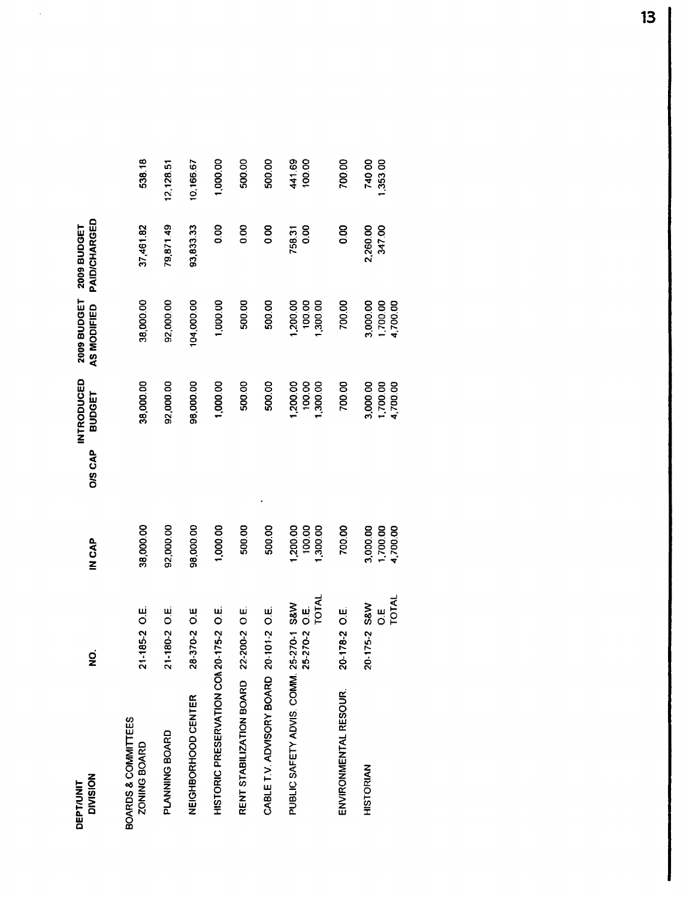| DEPT/UNIT DIVISION | NO. | | IN CAP | O/S CAP | INTRODUCED BUDGET | 2009 BUDGET AS MODIFIED | 2009 BUDGET PAID/CHARGED | |
|---|---|---|---|---|---|---|---|---|
| BOARDS & COMMITTEES | | | | | | | | |
| ZONING BOARD | 21-185-2 | O.E. | 38,000.00 | | 38,000.00 | 38,000.00 | 37,461.82 | 538.18 |
| PLANNING BOARD | 21-180-2 | O.E. | 92,000.00 | | 92,000.00 | 92,000.00 | 79,871.49 | 12,128.51 |
| NEIGHBORHOOD CENTER | 28-370-2 | O.E | 98,000.00 | | 98,000.00 | 104,000.00 | 93,833.33 | 10,166.67 |
| HISTORIC PRESERVATION COM | 20-175-2 | O.E. | 1,000.00 | | 1,000.00 | 1,000.00 | 0.00 | 1,000.00 |
| RENT STABILIZATION BOARD | 22-200-2 | O.E. | 500.00 | | 500.00 | 500.00 | 0.00 | 500.00 |
| CABLE T.V. ADVISORY BOARD | 20-101-2 | O.E. | 500.00 | | 500.00 | 500.00 | 0.00 | 500.00 |
| PUBLIC SAFETY ADVIS. COMM. | 25-270-1 | S&W | 1,200.00 | | 1,200.00 | 1,200.00 | 758.31 | 441.69 |
| | 25-270-2 | O.E. | 100.00 | | 100.00 | 100.00 | 0.00 | 100.00 |
| | | TOTAL | 1,300.00 | | 1,300.00 | 1,300.00 | | |
| ENVIRONMENTAL RESOUR. | 20-178-2 | O.E. | 700.00 | | 700.00 | 700.00 | 0.00 | 700.00 |
| HISTORIAN | 20-175-2 | S&W | 3,000.00 | | 3,000.00 | 3,000.00 | 2,260.00 | 740.00 |
| | | O.E | 1,700.00 | | 1,700.00 | 1,700.00 | 347.00 | 1,353.00 |
| | | TOTAL | 4,700.00 | | 4,700.00 | 4,700.00 | | |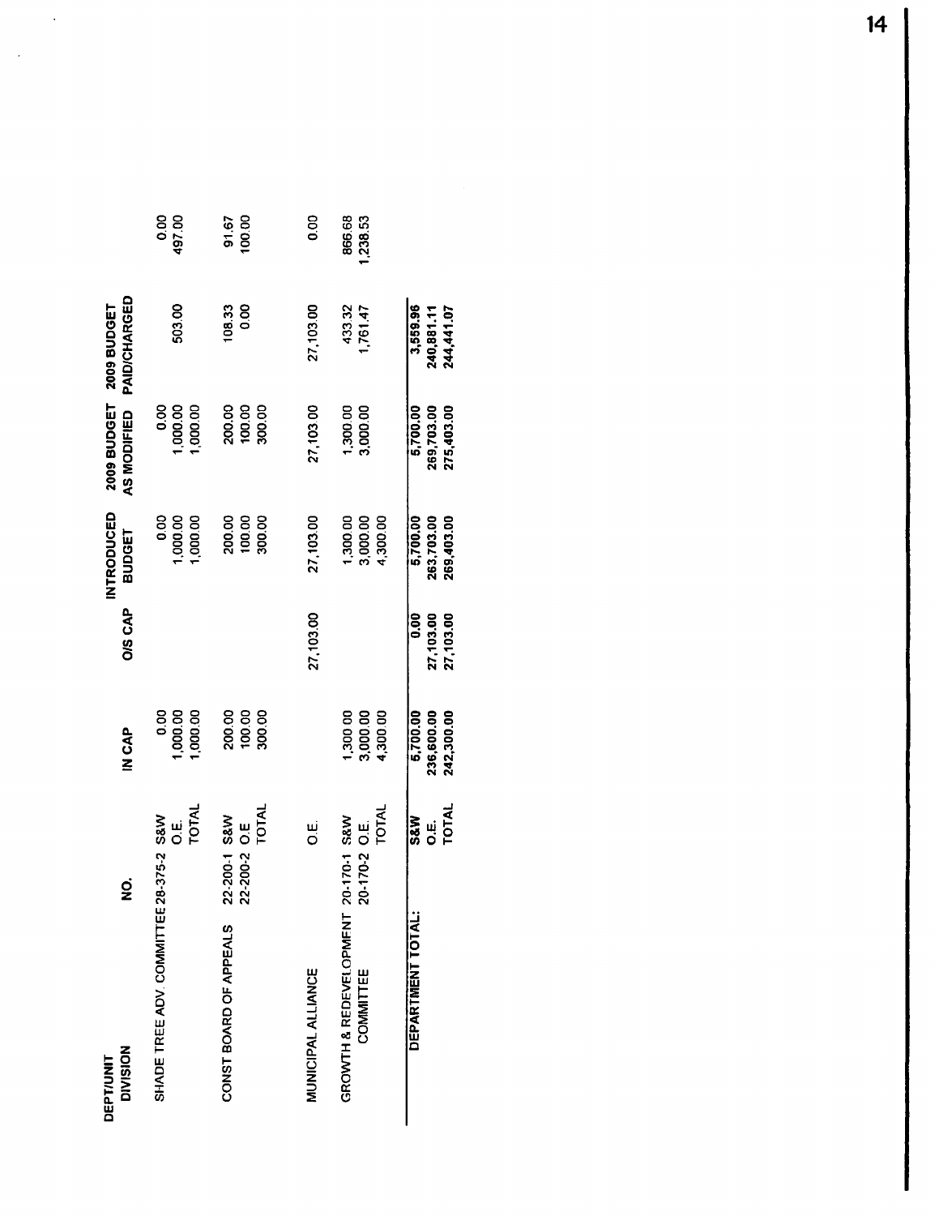| DEPT/UNIT DIVISION | NO. | | IN CAP | O/S CAP | INTRODUCED BUDGET | 2009 BUDGET AS MODIFIED | 2009 BUDGET PAID/CHARGED | |
|---|---|---|---|---|---|---|---|---|
| SHADE TREE ADV. COMMITTEE | 28-375-2 | S&W | 0.00 | | 0.00 | 0.00 | | 0.00 |
| | | O.E. | 1,000.00 | | 1,000.00 | 1,000.00 | 503.00 | 497.00 |
| | | TOTAL | 1,000.00 | | 1,000.00 | 1,000.00 | | |
| CONST BOARD OF APPEALS | 22-200-1 | S&W | 200.00 | | 200.00 | 200.00 | 108.33 | 91.67 |
| | 22-200-2 | O.E | 100.00 | | 100.00 | 100.00 | 0.00 | 100.00 |
| | | TOTAL | 300.00 | | 300.00 | 300.00 | | |
| MUNICIPAL ALLIANCE | | O.E. | | 27,103.00 | 27,103.00 | 27,103.00 | 27,103.00 | 0.00 |
| GROWTH & REDEVELOPMENT COMMITTEE | 20-170-1 | S&W | 1,300.00 | | 1,300.00 | 1,300.00 | 433.32 | 866.68 |
| | 20-170-2 | O.E. | 3,000.00 | | 3,000.00 | 3,000.00 | 1,761.47 | 1,238.53 |
| | | TOTAL | 4,300.00 | | 4,300.00 | | | |
| DEPARTMENT TOTAL: | | S&W | 5,700.00 | 0.00 | 5,700.00 | 5,700.00 | 3,559.96 | |
| | | O.E. | 236,600.00 | 27,103.00 | 263,703.00 | 269,703.00 | 240,881.11 | |
| | | TOTAL | 242,300.00 | 27,103.00 | 269,403.00 | 275,403.00 | 244,441.07 | |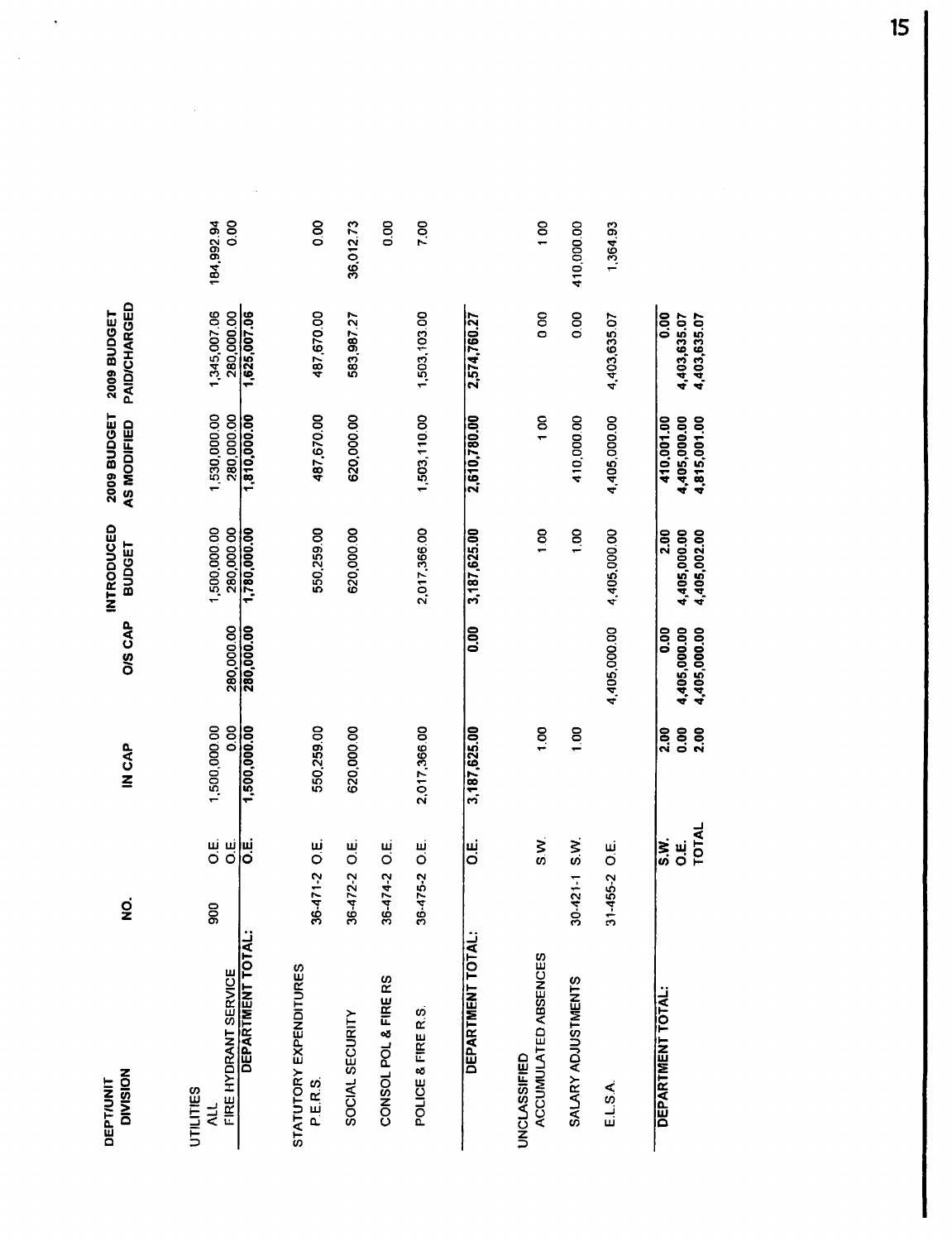| DEPT/UNIT DIVISION | NO. | | IN CAP | O/S CAP | INTRODUCED BUDGET | 2009 BUDGET AS MODIFIED | 2009 BUDGET PAID/CHARGED | |
|---|---|---|---|---|---|---|---|---|
| UTILITIES | | | | | | | | |
| ALL | 900 | O.E. | 1,500,000.00 | | 1,500,000.00 | 1,530,000.00 | 1,345,007.06 | 184,992.94 |
| FIRE HYDRANT SERVICE | | O.E. | 0.00 | 280,000.00 | 280,000.00 | 280,000.00 | 280,000.00 | 0.00 |
| DEPARTMENT TOTAL: | | O.E. | 1,500,000.00 | 280,000.00 | 1,780,000.00 | 1,810,000.00 | 1,625,007.06 | |
| STATUTORY EXPENDITURES | | | | | | | | |
| P.E.R.S. | 36-471-2 | O.E. | 550,259.00 | | 550,259.00 | 487,670.00 | 487,670.00 | 0.00 |
| SOCIAL SECURITY | 36-472-2 | O.E. | 620,000.00 | | 620,000.00 | 620,000.00 | 583,987.27 | 36,012.73 |
| CONSOL POL & FIRE RS | 36-474-2 | O.E. | | | | | | 0.00 |
| POLICE & FIRE R.S. | 36-475-2 | O.E. | 2,017,366.00 | | 2,017,366.00 | 1,503,110.00 | 1,503,103.00 | 7.00 |
| DEPARTMENT TOTAL: | | O.E. | 3,187,625.00 | 0.00 | 3,187,625.00 | 2,610,780.00 | 2,574,760.27 | |
| UNCLASSIFIED | | | | | | | | |
| ACCUMULATED ABSENCES | | S.W. | 1.00 | | 1.00 | 1.00 | 0.00 | 1.00 |
| SALARY ADJUSTMENTS | 30-421-1 | S.W. | 1.00 | | 1.00 | 410,000.00 | 0.00 | 410,000.00 |
| E.L.S.A. | 31-455-2 | O.E. | | 4,405,000.00 | 4,405,000.00 | 4,405,000.00 | 4,403,635.07 | 1,364.93 |
| DEPARTMENT TOTAL: | | S.W. | 2.00 | 0.00 | 2.00 | 410,001.00 | 0.00 | |
| | | O.E. | 0.00 | 4,405,000.00 | 4,405,000.00 | 4,405,000.00 | 4,403,635.07 | |
| | | TOTAL | 2.00 | 4,405,000.00 | 4,405,002.00 | 4,815,001.00 | 4,403,635.07 | |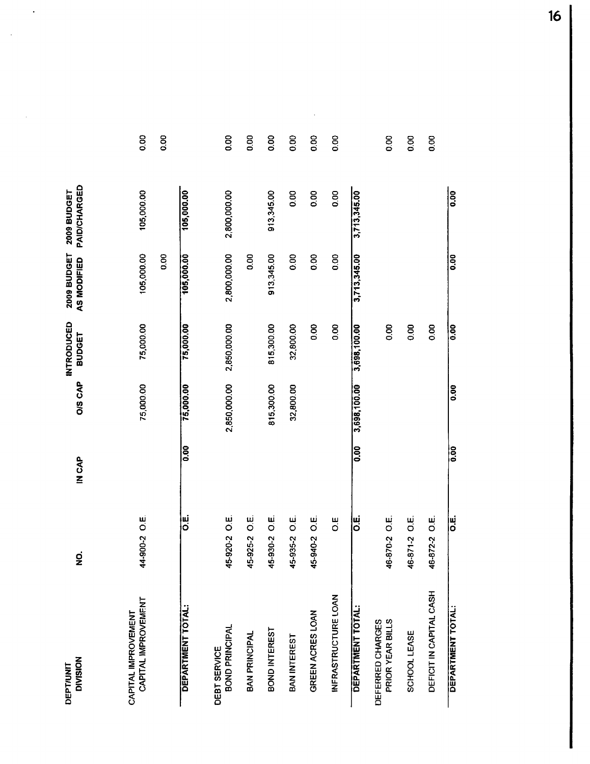| DEPT/UNIT DIVISION | NO. | | IN CAP | O/S CAP | INTRODUCED BUDGET | 2009 BUDGET AS MODIFIED | 2009 BUDGET PAID/CHARGED | |
|---|---|---|---|---|---|---|---|---|
| CAPITAL IMPROVEMENT | | | | | | | | |
| CAPITAL IMPROVEMENT | 44-900-2 | O.E. | | 75,000.00 | 75,000.00 | 105,000.00 | 105,000.00 | 0.00 |
| | | | | | | 0.00 | | 0.00 |
| DEPARTMENT TOTAL: | | O.E. | 0.00 | 75,000.00 | 75,000.00 | 105,000.00 | 105,000.00 | |
| DEBT SERVICE | | | | | | | | |
| BOND PRINCIPAL | 45-920-2 | O.E. | | 2,850,000.00 | 2,850,000.00 | 2,800,000.00 | 2,800,000.00 | 0.00 |
| BAN PRINCIPAL | 45-925-2 | O.E. | | | | 0.00 | | 0.00 |
| BOND INTEREST | 45-930-2 | O.E. | | 815,300.00 | 815,300.00 | 913,345.00 | 913,345.00 | 0.00 |
| BAN INTEREST | 45-935-2 | O.E. | | 32,800.00 | 32,800.00 | 0.00 | 0.00 | 0.00 |
| GREEN ACRES LOAN | 45-940-2 | O.E. | | | 0.00 | 0.00 | 0.00 | 0.00 |
| INFRASTRUCTURE LOAN | | O.E. | | | 0.00 | 0.00 | 0.00 | 0.00 |
| DEPARTMENT TOTAL: | | O.E. | 0.00 | 3,698,100.00 | 3,698,100.00 | 3,713,345.00 | 3,713,345.00 | |
| DEFERRED CHARGES | | | | | | | | |
| PRIOR YEAR BILLS | 46-870-2 | O.E. | | | 0.00 | | | 0.00 |
| SCHOOL LEASE | 46-871-2 | O.E. | | | 0.00 | | | 0.00 |
| DEFICIT IN CAPITAL CASH | 46-872-2 | O.E. | | | 0.00 | | | 0.00 |
| DEPARTMENT TOTAL: | | O.E. | 0.00 | 0.00 | 0.00 | 0.00 | 0.00 | |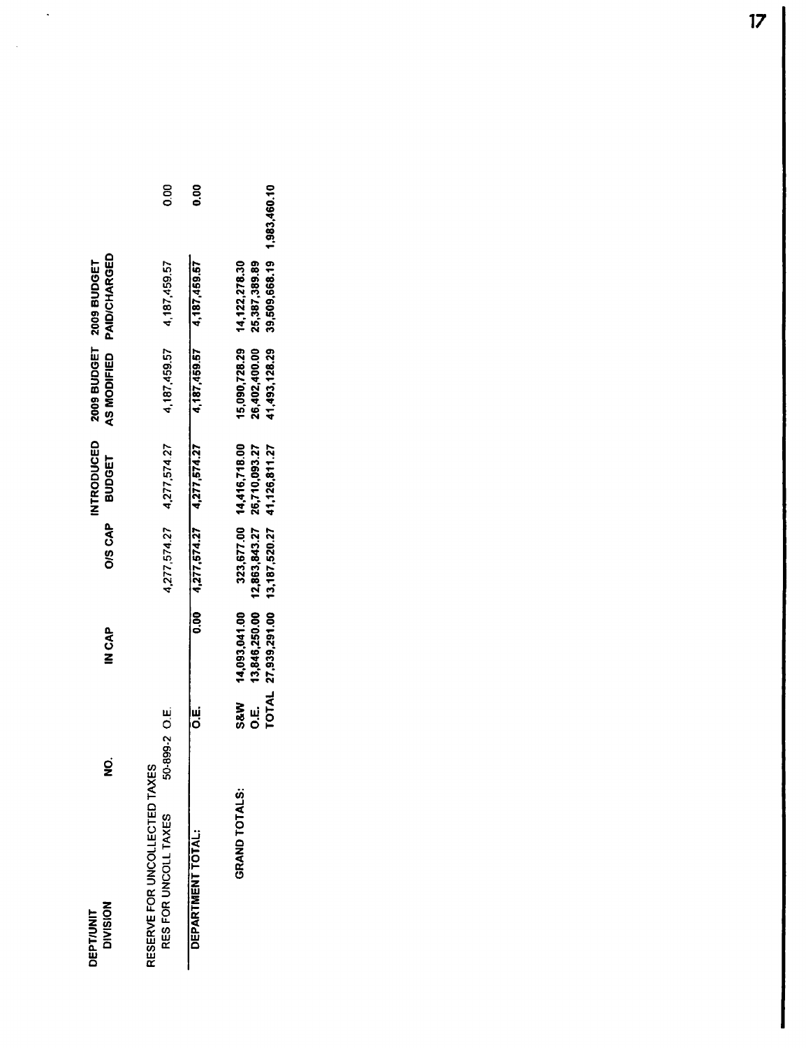| DEPT/UNIT DIVISION | NO. | | IN CAP | O/S CAP | INTRODUCED BUDGET | 2009 BUDGET AS MODIFIED | 2009 BUDGET PAID/CHARGED | |
|---|---|---|---|---|---|---|---|---|
| RESERVE FOR UNCOLLECTED TAXES | | | | | | | | |
| RES FOR UNCOLL TAXES | 50-899-2 | O.E. | | 4,277,574.27 | 4,277,574.27 | 4,187,459.57 | 4,187,459.57 | 0.00 |
| DEPARTMENT TOTAL: | | O.E. | 0.00 | 4,277,574.27 | 4,277,574.27 | 4,187,459.57 | 4,187,459.57 | 0.00 |
| GRAND TOTALS: | | S&W | 14,093,041.00 | 323,677.00 | 14,416,718.00 | 15,090,728.29 | 14,122,278.30 | |
| | | O.E. | 13,846,250.00 | 12,863,843.27 | 26,710,093.27 | 26,402,400.00 | 25,387,389.89 | |
| | | TOTAL | 27,939,291.00 | 13,187,520.27 | 41,126,811.27 | 41,493,128.29 | 39,509,668.19 | 1,983,460.10 |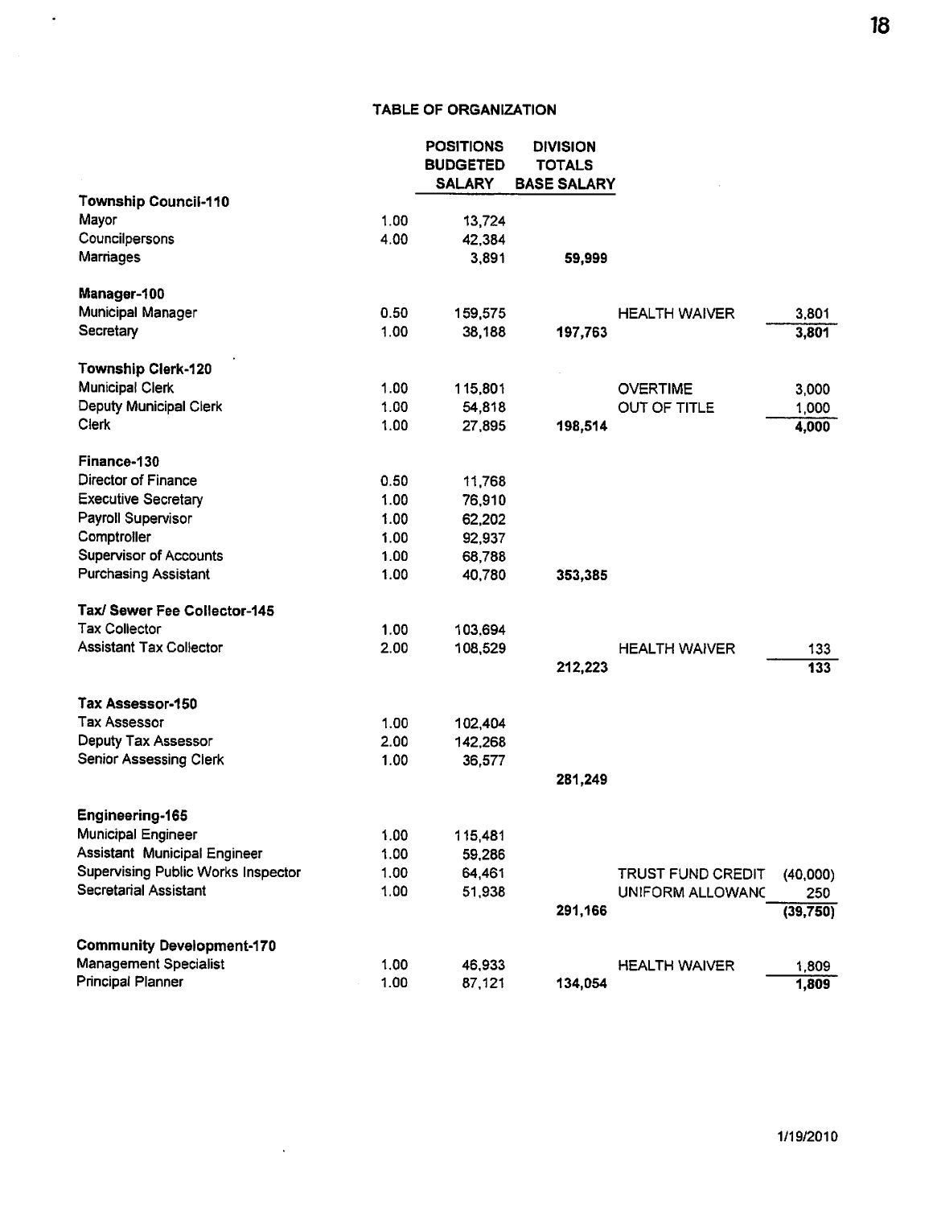## TABLE OF ORGANIZATION

| | | POSITIONS BUDGETED SALARY | DIVISION TOTALS BASE SALARY | | |
|---|---|---|---|---|---|
| **Township Council-110** | | | | | |
| Mayor | 1.00 | 13,724 | | | |
| Councilpersons | 4.00 | 42,384 | | | |
| Marriages | | 3,891 | 59,999 | | |
| **Manager-100** | | | | | |
| Municipal Manager | 0.50 | 159,575 | | HEALTH WAIVER | 3,801 |
| Secretary | 1.00 | 38,188 | 197,763 | | 3,801 |
| **Township Clerk-120** | | | | | |
| Municipal Clerk | 1.00 | 115,801 | | OVERTIME | 3,000 |
| Deputy Municipal Clerk | 1.00 | 54,818 | | OUT OF TITLE | 1,000 |
| Clerk | 1.00 | 27,895 | 198,514 | | 4,000 |
| **Finance-130** | | | | | |
| Director of Finance | 0.50 | 11,768 | | | |
| Executive Secretary | 1.00 | 76,910 | | | |
| Payroll Supervisor | 1.00 | 62,202 | | | |
| Comptroller | 1.00 | 92,937 | | | |
| Supervisor of Accounts | 1.00 | 68,788 | | | |
| Purchasing Assistant | 1.00 | 40,780 | 353,385 | | |
| **Tax/ Sewer Fee Collector-145** | | | | | |
| Tax Collector | 1.00 | 103,694 | | | |
| Assistant Tax Collector | 2.00 | 108,529 | | HEALTH WAIVER | 133 |
| | | | 212,223 | | 133 |
| **Tax Assessor-150** | | | | | |
| Tax Assessor | 1.00 | 102,404 | | | |
| Deputy Tax Assessor | 2.00 | 142,268 | | | |
| Senior Assessing Clerk | 1.00 | 36,577 | | | |
| | | | 281,249 | | |
| **Engineering-165** | | | | | |
| Municipal Engineer | 1.00 | 115,481 | | | |
| Assistant Municipal Engineer | 1.00 | 59,286 | | | |
| Supervising Public Works Inspector | 1.00 | 64,461 | | TRUST FUND CREDIT | (40,000) |
| Secretarial Assistant | 1.00 | 51,938 | | UNIFORM ALLOWANC | 250 |
| | | | 291,166 | | (39,750) |
| **Community Development-170** | | | | | |
| Management Specialist | 1.00 | 46,933 | | HEALTH WAIVER | 1,809 |
| Principal Planner | 1.00 | 87,121 | 134,054 | | 1,809 |

1/19/2010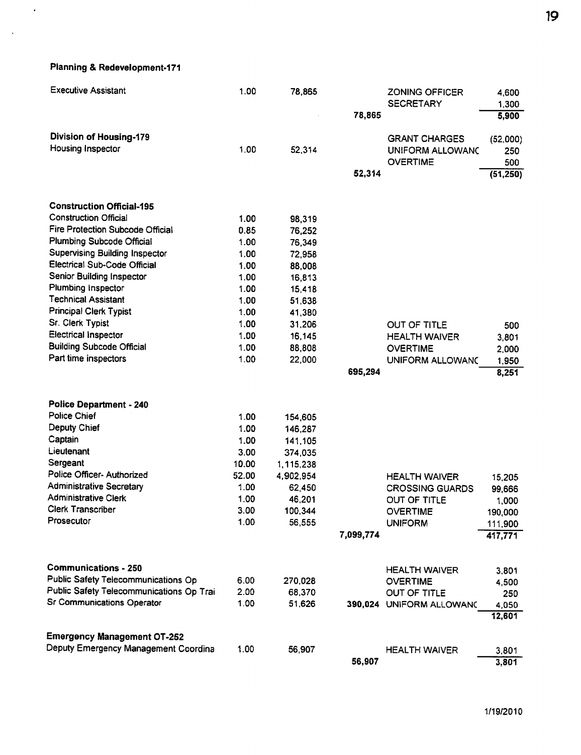### Planning & Redevelopment-171

| Position | FTE | Salary | Total | Other | Amount |
|---|---|---|---|---|---|
| Executive Assistant | 1.00 | 78,865 | | ZONING OFFICER | 4,600 |
| | | | | SECRETARY | 1,300 |
| | | | 78,865 | | 5,900 |

### Division of Housing-179

| Position | FTE | Salary | Total | Other | Amount |
|---|---|---|---|---|---|
| | | | | GRANT CHARGES | (52,000) |
| Housing Inspector | 1.00 | 52,314 | | UNIFORM ALLOWANC | 250 |
| | | | | OVERTIME | 500 |
| | | | 52,314 | | (51,250) |

### Construction Official-195

| Position | FTE | Salary | Total | Other | Amount |
|---|---|---|---|---|---|
| Construction Official | 1.00 | 98,319 | | | |
| Fire Protection Subcode Official | 0.85 | 76,252 | | | |
| Plumbing Subcode Official | 1.00 | 76,349 | | | |
| Supervising Building Inspector | 1.00 | 72,958 | | | |
| Electrical Sub-Code Official | 1.00 | 88,008 | | | |
| Senior Building Inspector | 1.00 | 16,813 | | | |
| Plumbing Inspector | 1.00 | 15,418 | | | |
| Technical Assistant | 1.00 | 51,638 | | | |
| Principal Clerk Typist | 1.00 | 41,380 | | | |
| Sr. Clerk Typist | 1.00 | 31,206 | | OUT OF TITLE | 500 |
| Electrical Inspector | 1.00 | 16,145 | | HEALTH WAIVER | 3,801 |
| Building Subcode Official | 1.00 | 88,808 | | OVERTIME | 2,000 |
| Part time inspectors | 1.00 | 22,000 | | UNIFORM ALLOWANC | 1,950 |
| | | | 695,294 | | 8,251 |

### Police Department - 240

| Position | FTE | Salary | Total | Other | Amount |
|---|---|---|---|---|---|
| Police Chief | 1.00 | 154,605 | | | |
| Deputy Chief | 1.00 | 146,287 | | | |
| Captain | 1.00 | 141,105 | | | |
| Lieutenant | 3.00 | 374,035 | | | |
| Sergeant | 10.00 | 1,115,238 | | | |
| Police Officer- Authorized | 52.00 | 4,902,954 | | HEALTH WAIVER | 15,205 |
| Administrative Secretary | 1.00 | 62,450 | | CROSSING GUARDS | 99,666 |
| Administrative Clerk | 1.00 | 46,201 | | OUT OF TITLE | 1,000 |
| Clerk Transcriber | 3.00 | 100,344 | | OVERTIME | 190,000 |
| Prosecutor | 1.00 | 56,555 | | UNIFORM | 111,900 |
| | | | 7,099,774 | | 417,771 |

### Communications - 250

| Position | FTE | Salary | Total | Other | Amount |
|---|---|---|---|---|---|
| | | | | HEALTH WAIVER | 3,801 |
| Public Safety Telecommunications Op | 6.00 | 270,028 | | OVERTIME | 4,500 |
| Public Safety Telecommunications Op Trai | 2.00 | 68,370 | | OUT OF TITLE | 250 |
| Sr Communications Operator | 1.00 | 51,626 | 390,024 | UNIFORM ALLOWANC | 4,050 |
| | | | | | 12,601 |

### Emergency Management OT-252

| Position | FTE | Salary | Total | Other | Amount |
|---|---|---|---|---|---|
| Deputy Emergency Management Coordina | 1.00 | 56,907 | | HEALTH WAIVER | 3,801 |
| | | | 56,907 | | 3,801 |

1/19/2010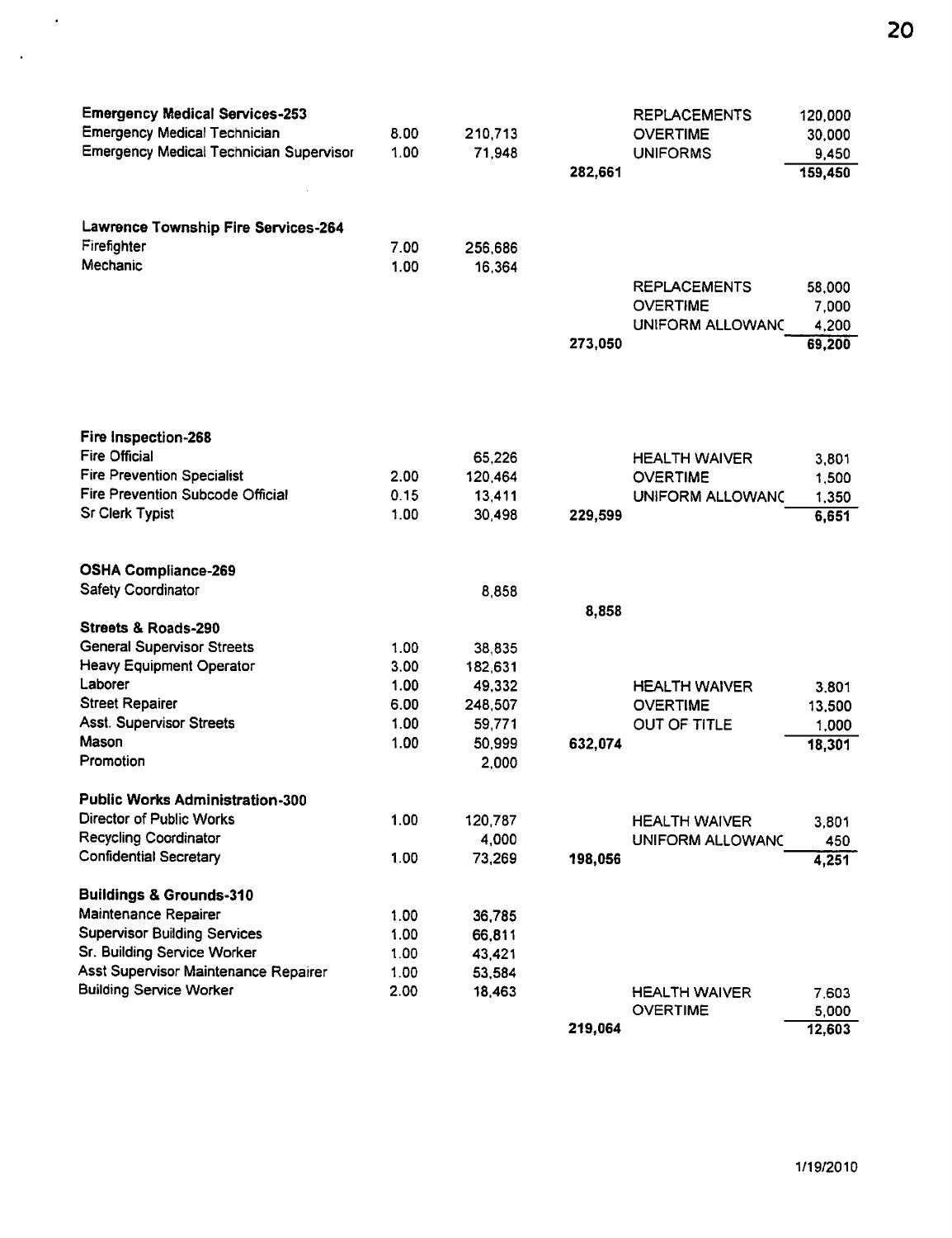| Department / Position | FTE | Salary | Total | Other | Amount |
|---|---|---|---|---|---|
| **Emergency Medical Services-253** | | | | REPLACEMENTS | 120,000 |
| Emergency Medical Technician | 8.00 | 210,713 | | OVERTIME | 30,000 |
| Emergency Medical Technician Supervisor | 1.00 | 71,948 | | UNIFORMS | 9,450 |
| | | | 282,661 | | 159,450 |
| **Lawrence Township Fire Services-264** | | | | | |
| Firefighter | 7.00 | 256,686 | | | |
| Mechanic | 1.00 | 16,364 | | | |
| | | | | REPLACEMENTS | 58,000 |
| | | | | OVERTIME | 7,000 |
| | | | | UNIFORM ALLOWANC | 4,200 |
| | | | 273,050 | | 69,200 |
| **Fire Inspection-268** | | | | | |
| Fire Official | | 65,226 | | HEALTH WAIVER | 3,801 |
| Fire Prevention Specialist | 2.00 | 120,464 | | OVERTIME | 1,500 |
| Fire Prevention Subcode Official | 0.15 | 13,411 | | UNIFORM ALLOWANC | 1,350 |
| Sr Clerk Typist | 1.00 | 30,498 | 229,599 | | 6,651 |
| **OSHA Compliance-269** | | | | | |
| Safety Coordinator | | 8,858 | | | |
| | | | 8,858 | | |
| **Streets & Roads-290** | | | | | |
| General Supervisor Streets | 1.00 | 38,835 | | | |
| Heavy Equipment Operator | 3.00 | 182,631 | | | |
| Laborer | 1.00 | 49,332 | | HEALTH WAIVER | 3,801 |
| Street Repairer | 6.00 | 248,507 | | OVERTIME | 13,500 |
| Asst. Supervisor Streets | 1.00 | 59,771 | | OUT OF TITLE | 1,000 |
| Mason | 1.00 | 50,999 | 632,074 | | 18,301 |
| Promotion | | 2,000 | | | |
| **Public Works Administration-300** | | | | | |
| Director of Public Works | 1.00 | 120,787 | | HEALTH WAIVER | 3,801 |
| Recycling Coordinator | | 4,000 | | UNIFORM ALLOWANC | 450 |
| Confidential Secretary | 1.00 | 73,269 | 198,056 | | 4,251 |
| **Buildings & Grounds-310** | | | | | |
| Maintenance Repairer | 1.00 | 36,785 | | | |
| Supervisor Building Services | 1.00 | 66,811 | | | |
| Sr. Building Service Worker | 1.00 | 43,421 | | | |
| Asst Supervisor Maintenance Repairer | 1.00 | 53,584 | | | |
| Building Service Worker | 2.00 | 18,463 | | HEALTH WAIVER | 7,603 |
| | | | | OVERTIME | 5,000 |
| | | | 219,064 | | 12,603 |

1/19/2010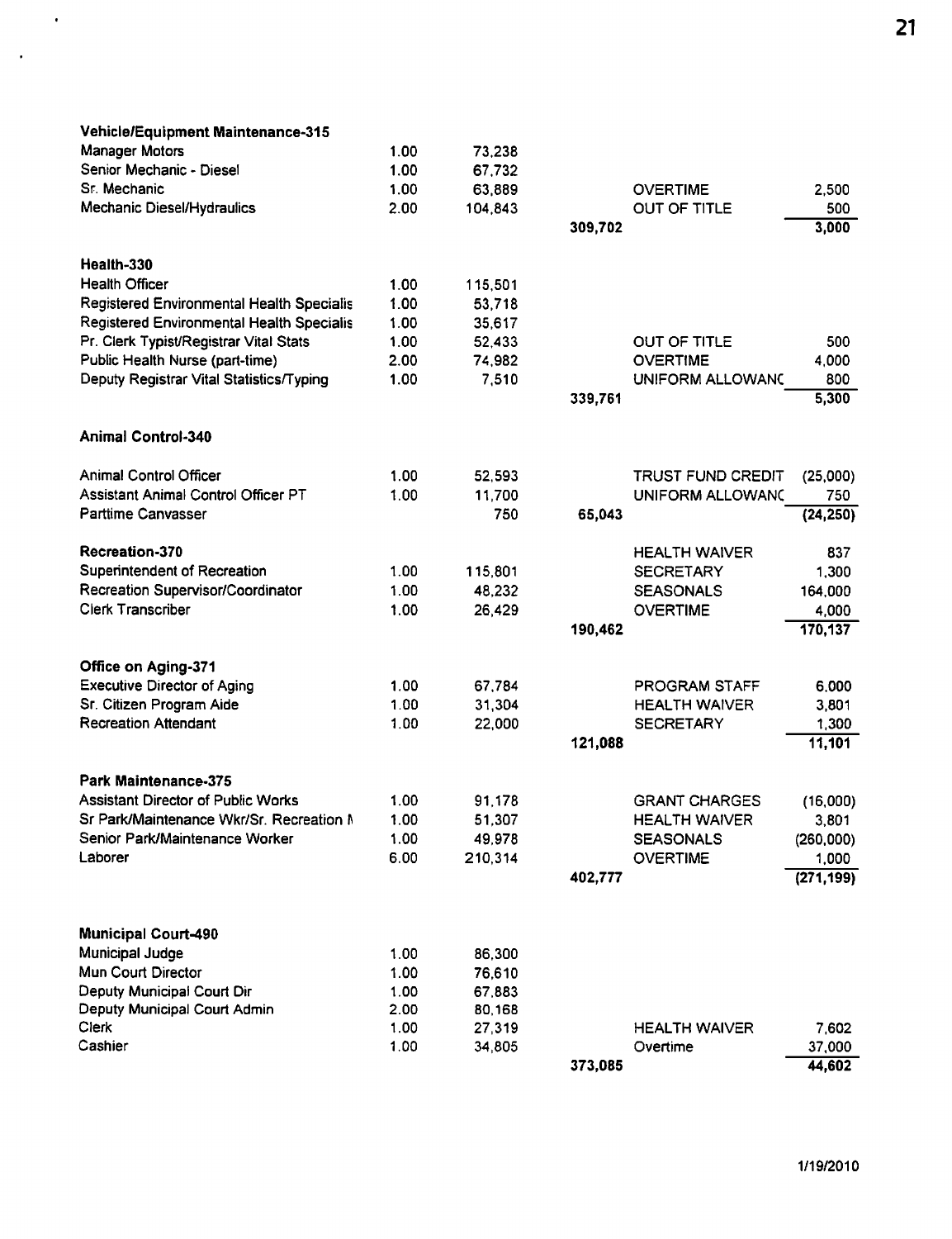| | | | | | |
|---|---|---|---|---|---|
| **Vehicle/Equipment Maintenance-315** | | | | | |
| Manager Motors | 1.00 | 73,238 | | | |
| Senior Mechanic - Diesel | 1.00 | 67,732 | | | |
| Sr. Mechanic | 1.00 | 63,889 | | OVERTIME | 2,500 |
| Mechanic Diesel/Hydraulics | 2.00 | 104,843 | | OUT OF TITLE | 500 |
| | | | 309,702 | | 3,000 |
| **Health-330** | | | | | |
| Health Officer | 1.00 | 115,501 | | | |
| Registered Environmental Health Specialis | 1.00 | 53,718 | | | |
| Registered Environmental Health Specialis | 1.00 | 35,617 | | | |
| Pr. Clerk Typist/Registrar Vital Stats | 1.00 | 52,433 | | OUT OF TITLE | 500 |
| Public Health Nurse (part-time) | 2.00 | 74,982 | | OVERTIME | 4,000 |
| Deputy Registrar Vital Statistics/Typing | 1.00 | 7,510 | | UNIFORM ALLOWANC | 800 |
| | | | 339,761 | | 5,300 |
| **Animal Control-340** | | | | | |
| Animal Control Officer | 1.00 | 52,593 | | TRUST FUND CREDIT | (25,000) |
| Assistant Animal Control Officer PT | 1.00 | 11,700 | | UNIFORM ALLOWANC | 750 |
| Parttime Canvasser | | 750 | 65,043 | | (24,250) |
| **Recreation-370** | | | | HEALTH WAIVER | 837 |
| Superintendent of Recreation | 1.00 | 115,801 | | SECRETARY | 1,300 |
| Recreation Supervisor/Coordinator | 1.00 | 48,232 | | SEASONALS | 164,000 |
| Clerk Transcriber | 1.00 | 26,429 | | OVERTIME | 4,000 |
| | | | 190,462 | | 170,137 |
| **Office on Aging-371** | | | | | |
| Executive Director of Aging | 1.00 | 67,784 | | PROGRAM STAFF | 6,000 |
| Sr. Citizen Program Aide | 1.00 | 31,304 | | HEALTH WAIVER | 3,801 |
| Recreation Attendant | 1.00 | 22,000 | | SECRETARY | 1,300 |
| | | | 121,088 | | 11,101 |
| **Park Maintenance-375** | | | | | |
| Assistant Director of Public Works | 1.00 | 91,178 | | GRANT CHARGES | (16,000) |
| Sr Park/Maintenance Wkr/Sr. Recreation M | 1.00 | 51,307 | | HEALTH WAIVER | 3,801 |
| Senior Park/Maintenance Worker | 1.00 | 49,978 | | SEASONALS | (260,000) |
| Laborer | 6.00 | 210,314 | | OVERTIME | 1,000 |
| | | | 402,777 | | (271,199) |
| **Municipal Court-490** | | | | | |
| Municipal Judge | 1.00 | 86,300 | | | |
| Mun Court Director | 1.00 | 76,610 | | | |
| Deputy Municipal Court Dir | 1.00 | 67,883 | | | |
| Deputy Municipal Court Admin | 2.00 | 80,168 | | | |
| Clerk | 1.00 | 27,319 | | HEALTH WAIVER | 7,602 |
| Cashier | 1.00 | 34,805 | | Overtime | 37,000 |
| | | | 373,085 | | 44,602 |

1/19/2010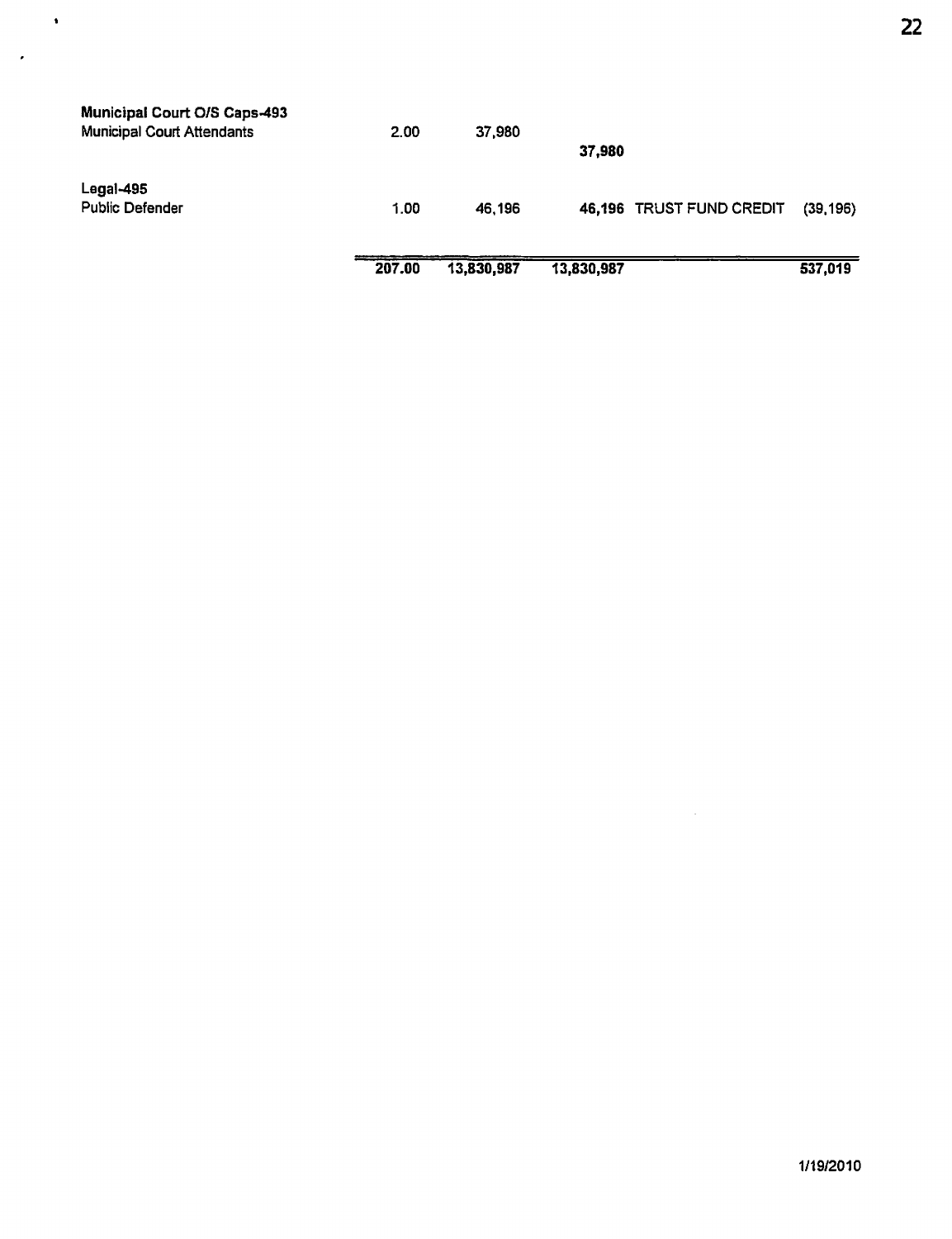| | | | | | |
|---|---|---|---|---|---|
| **Municipal Court O/S Caps-493** | | | | | |
| Municipal Court Attendants | 2.00 | 37,980 | | | |
| | | | **37,980** | | |
| **Legal-495** | | | | | |
| Public Defender | 1.00 | 46,196 | **46,196** | TRUST FUND CREDIT | (39,196) |
| | **207.00** | **13,830,987** | **13,830,987** | | **537,019** |

1/19/2010